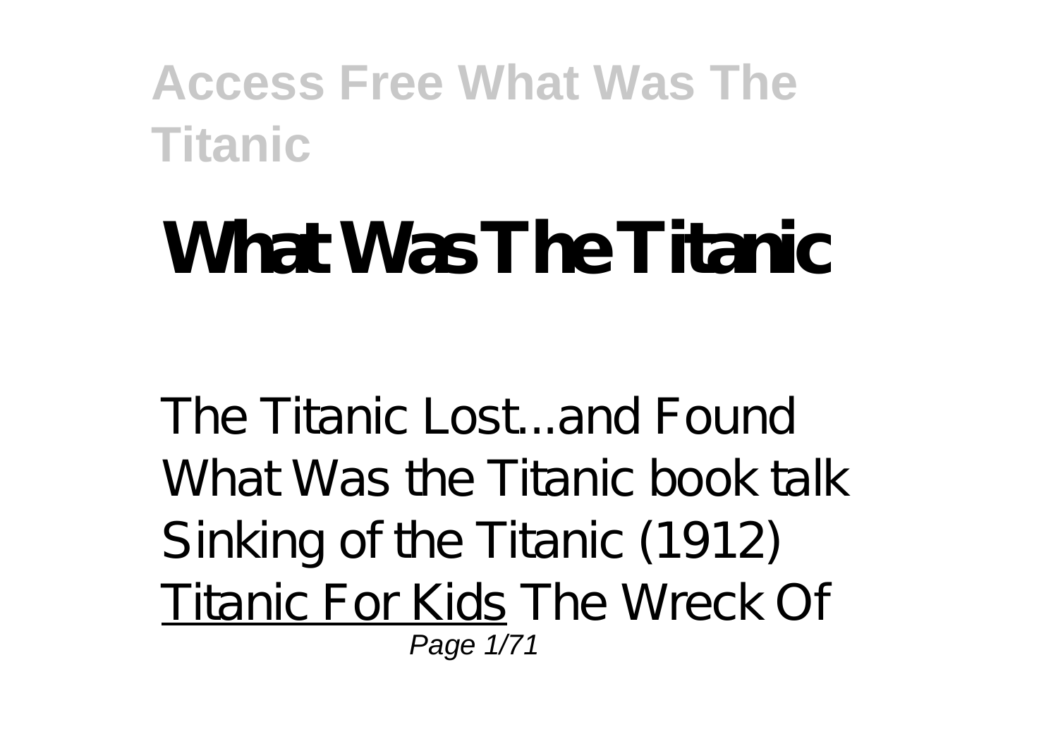# What Was The Titanic

The Titanic Lost...and Found What Was the Titanic book talk Sinking of the Titanic (1912) Titanic For Kids The Wreck Of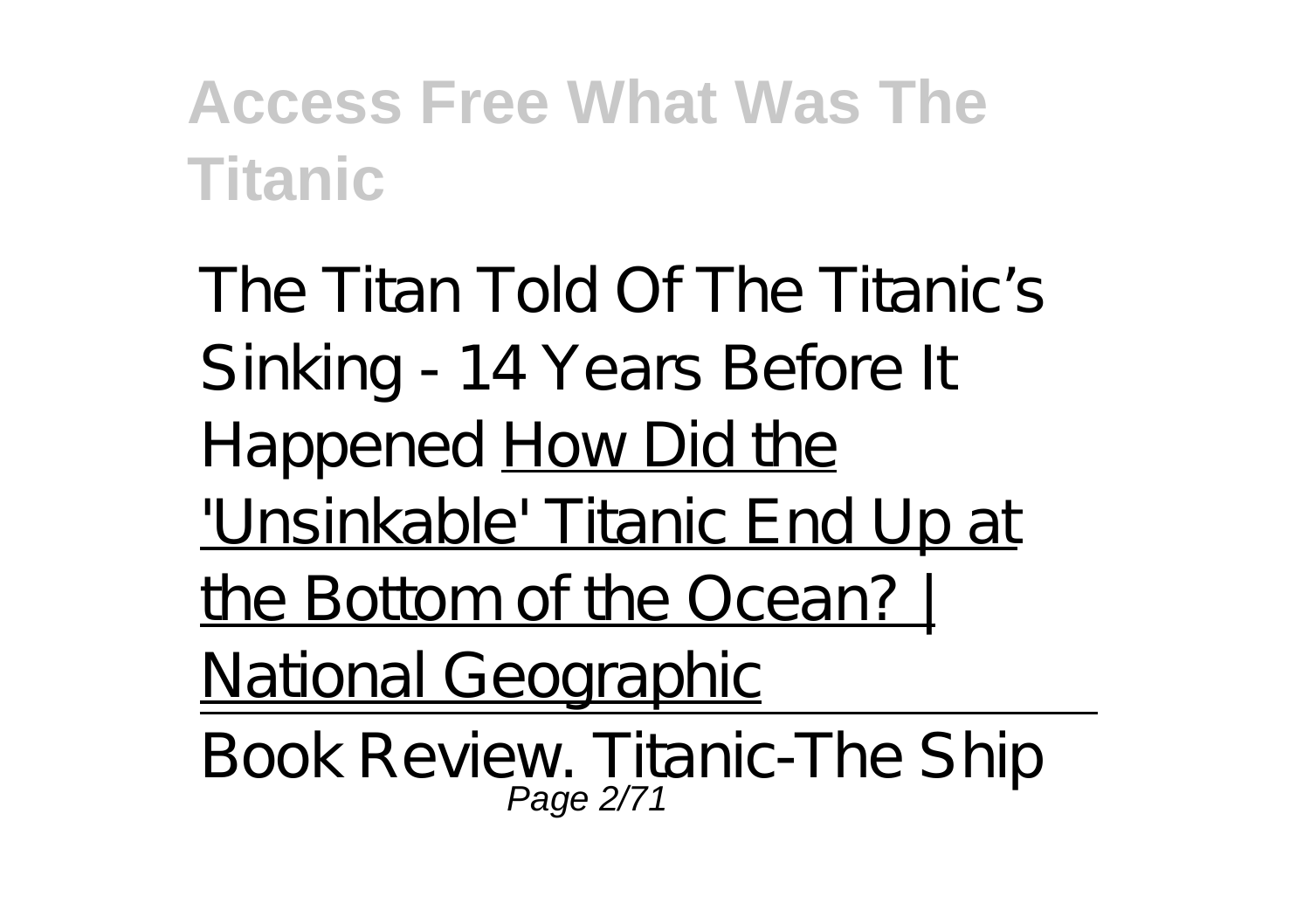The Titan Told Of The Titanic's Sinking - 14 Years Before It Happened How Did the 'Unsinkable' Titanic End Up at the Bottom of the Ocean? | National Geographic

Book Review. Titanic-The Ship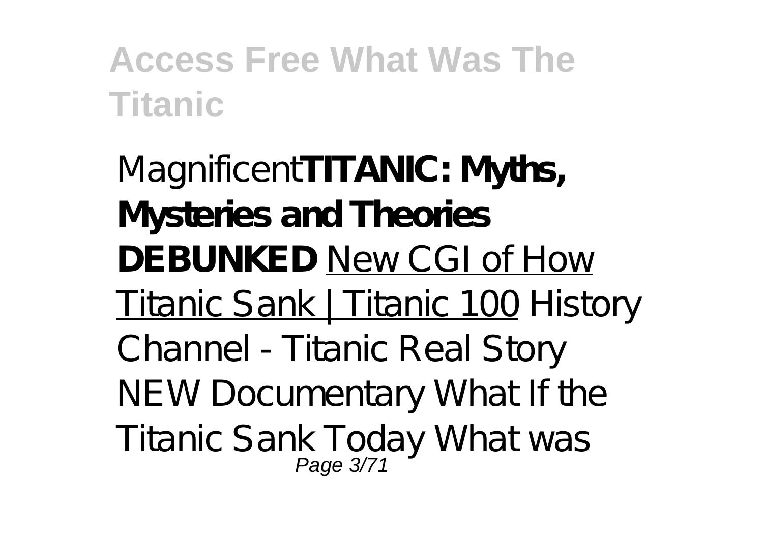Magnificent**TITANIC: Myths, Mysteries and Theories DEBUNKED** New CGI of How Titanic Sank | Titanic 100 *History Channel - Titanic Real Story NEW Documentary What If the Titanic Sank Today What was*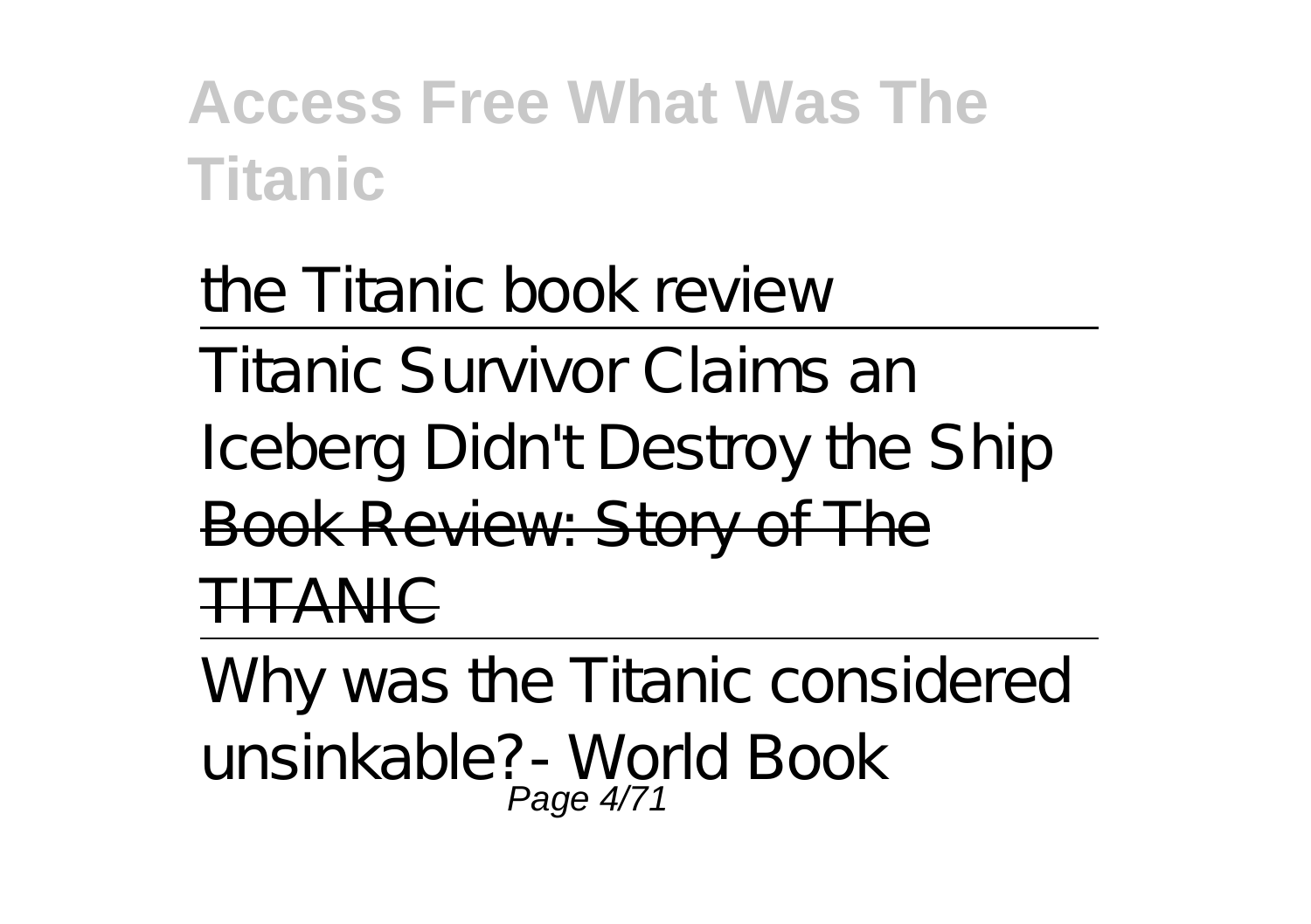the Titanic book review

Titanic Survivor Claims an Iceberg Didn't Destroy the Ship

~~Book Review: Story of The TITANIC~~

Why was the Titanic considered unsinkable? - World Book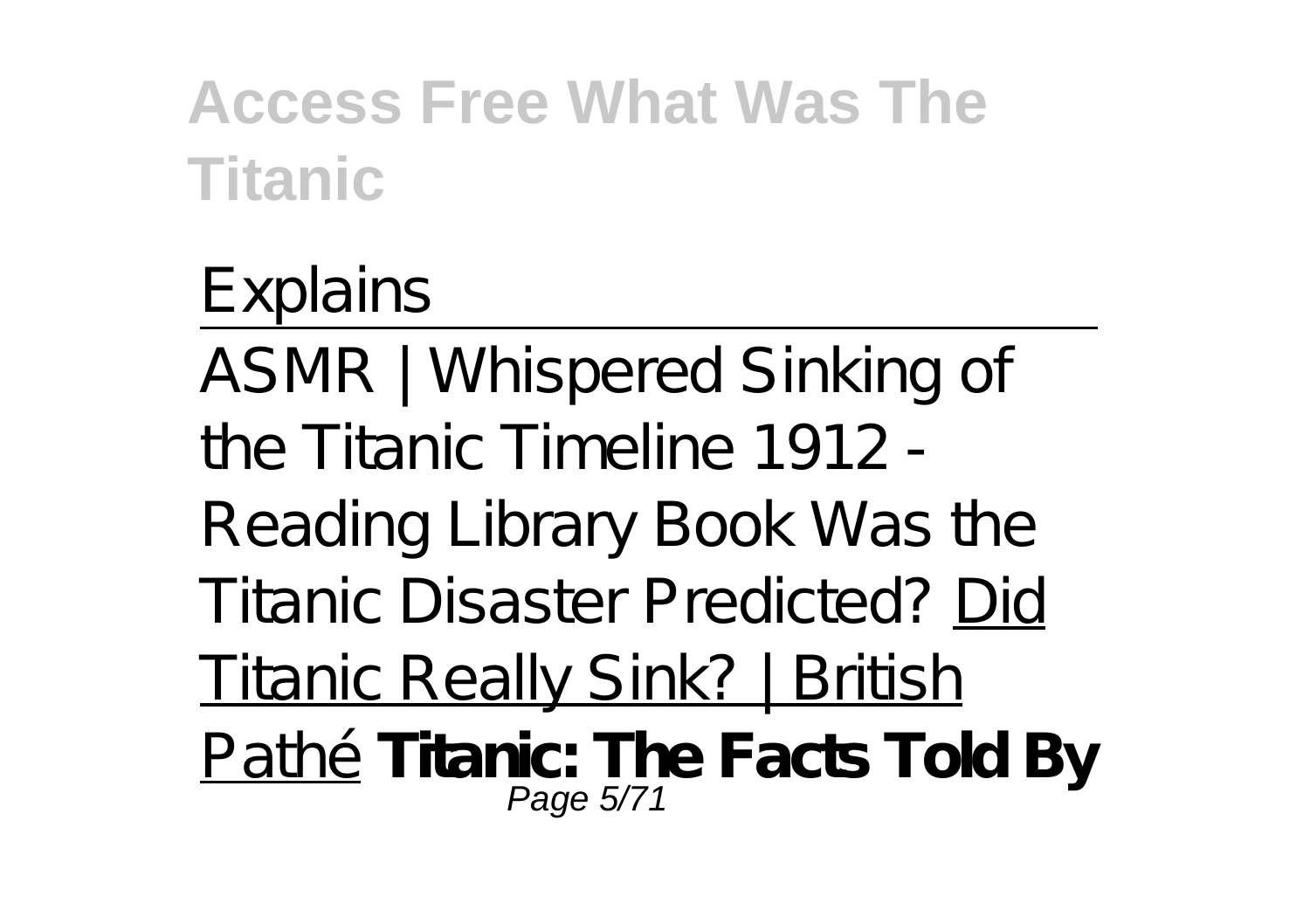*Explains*

---

*ASMR | Whispered Sinking of the Titanic Timeline 1912 - Reading Library Book* *Was the Titanic Disaster Predicted?* Did Titanic Really Sink? | British Pathé **Titanic: The Facts Told By**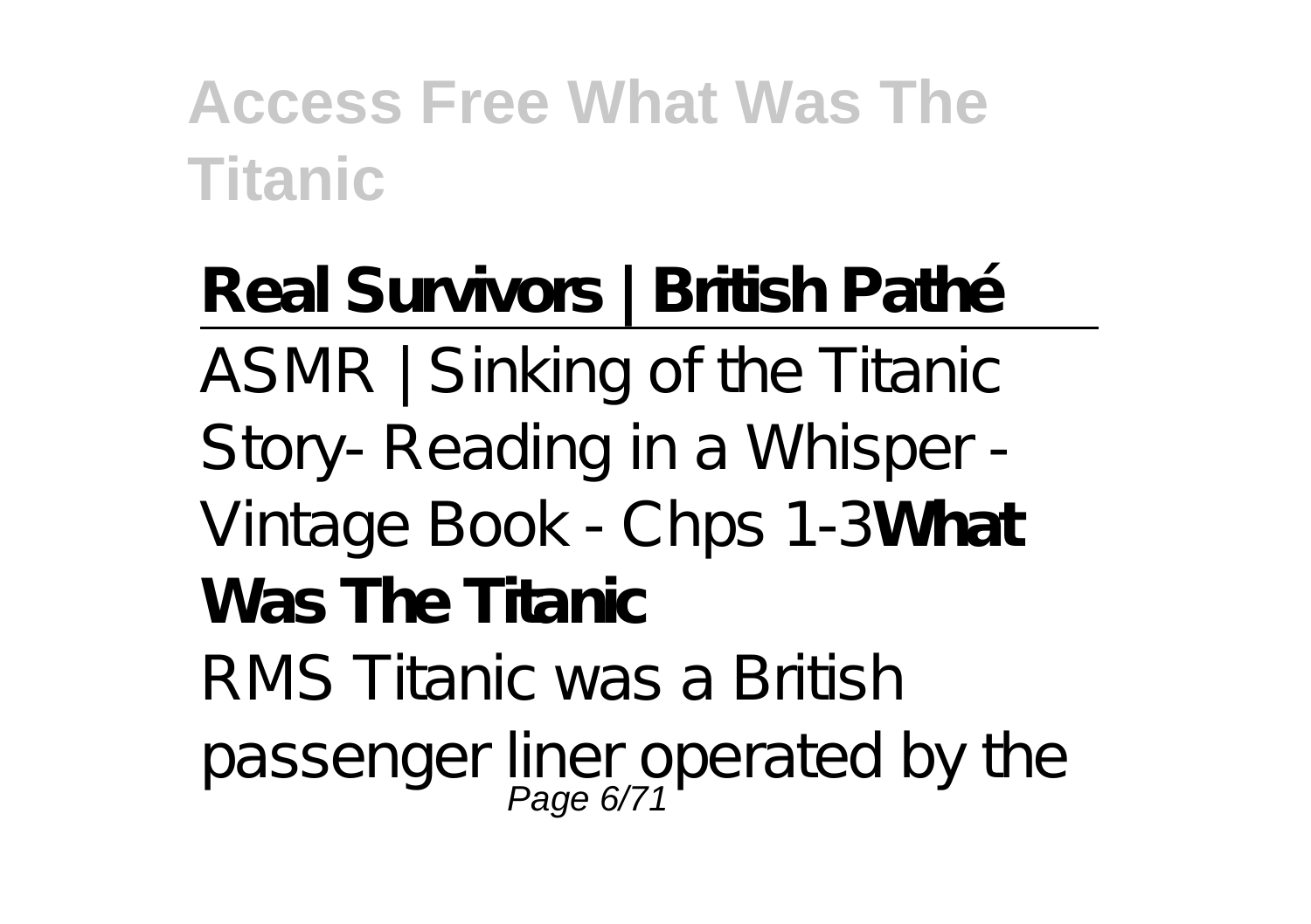**Real Survivors | British Pathé**

ASMR | Sinking of the Titanic Story- Reading in a Whisper - Vintage Book - Chps 1-3**What Was The Titanic**

RMS Titanic was a British passenger liner operated by the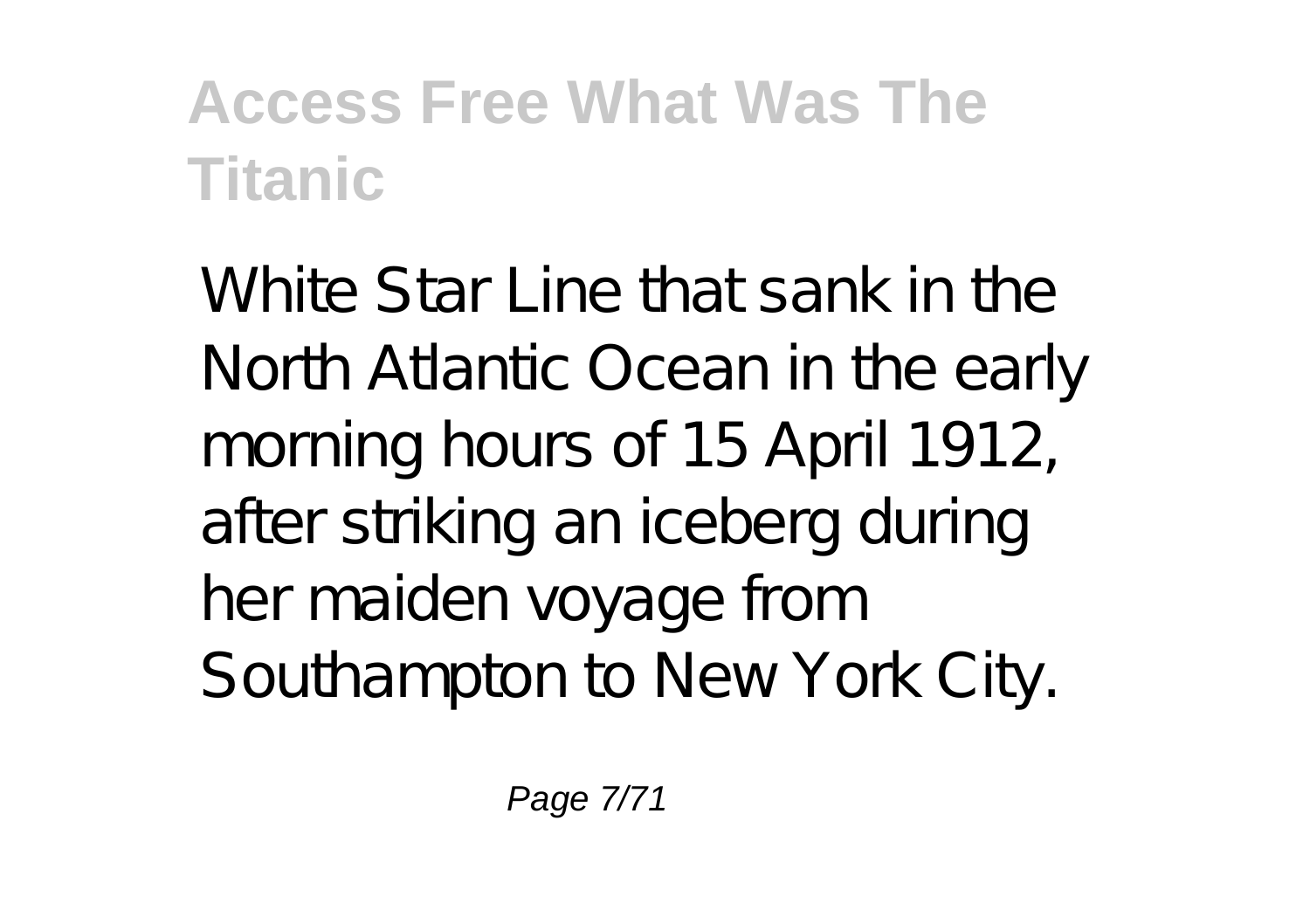White Star Line that sank in the North Atlantic Ocean in the early morning hours of 15 April 1912, after striking an iceberg during her maiden voyage from Southampton to New York City.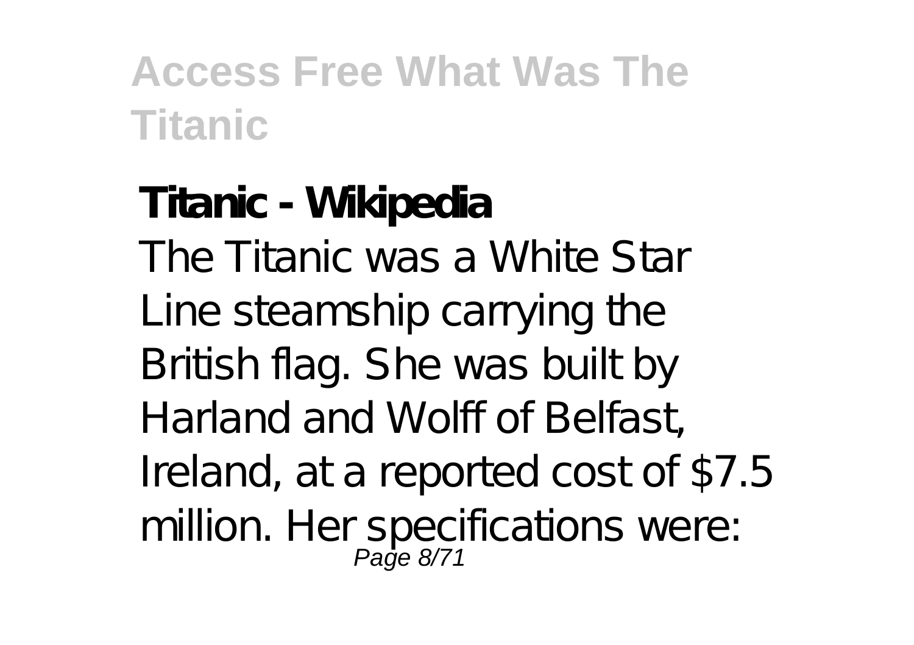**Titanic - Wikipedia**

The Titanic was a White Star Line steamship carrying the British flag. She was built by Harland and Wolff of Belfast, Ireland, at a reported cost of $7.5 million. Her specifications were: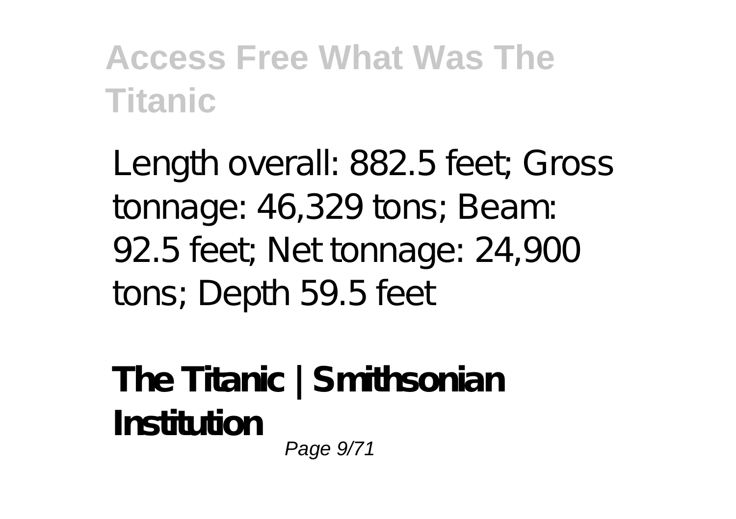Length overall: 882.5 feet; Gross tonnage: 46,329 tons; Beam: 92.5 feet; Net tonnage: 24,900 tons; Depth 59.5 feet

**The Titanic | Smithsonian Institution**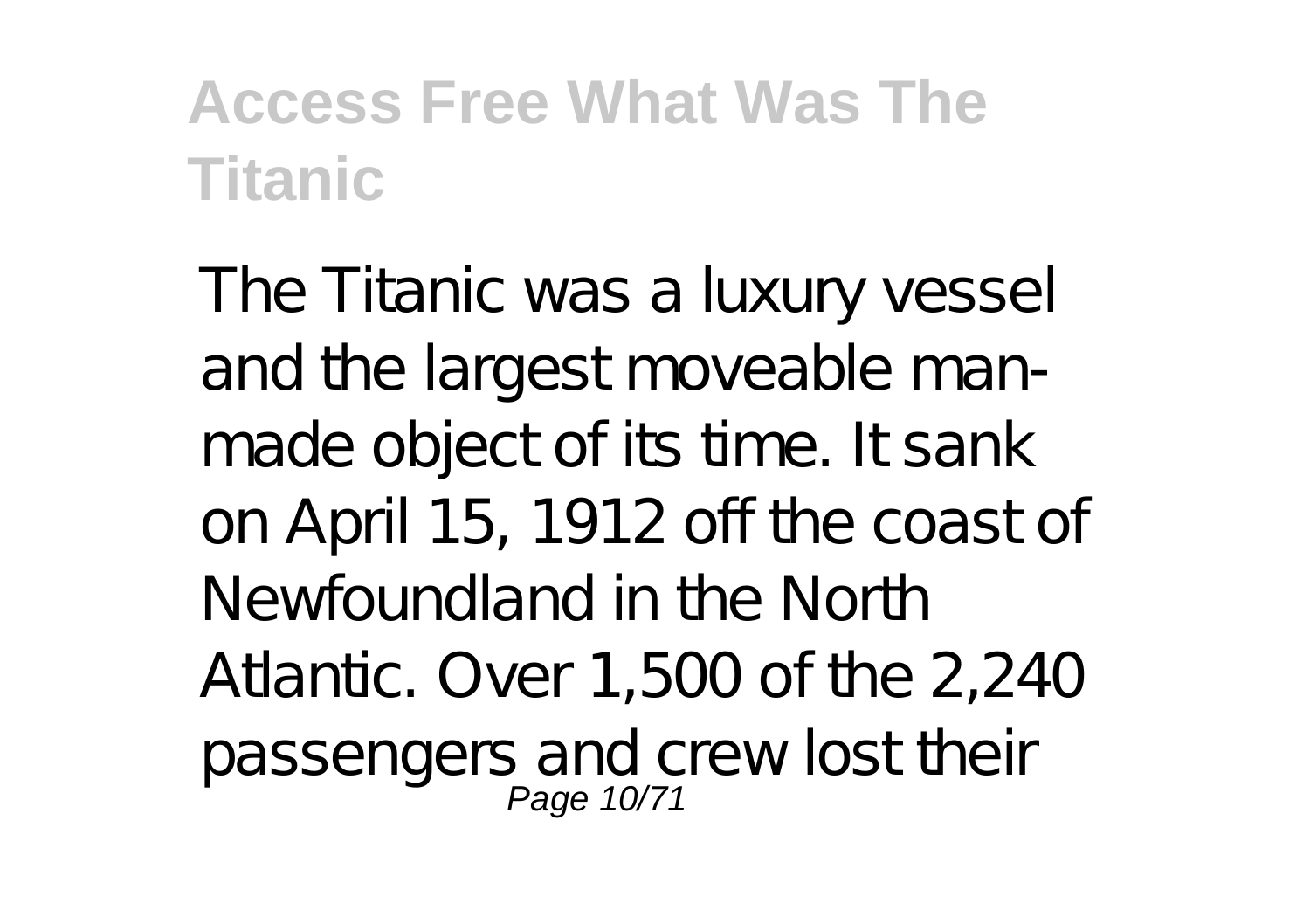The Titanic was a luxury vessel and the largest moveable man-made object of its time. It sank on April 15, 1912 off the coast of Newfoundland in the North Atlantic. Over 1,500 of the 2,240 passengers and crew lost their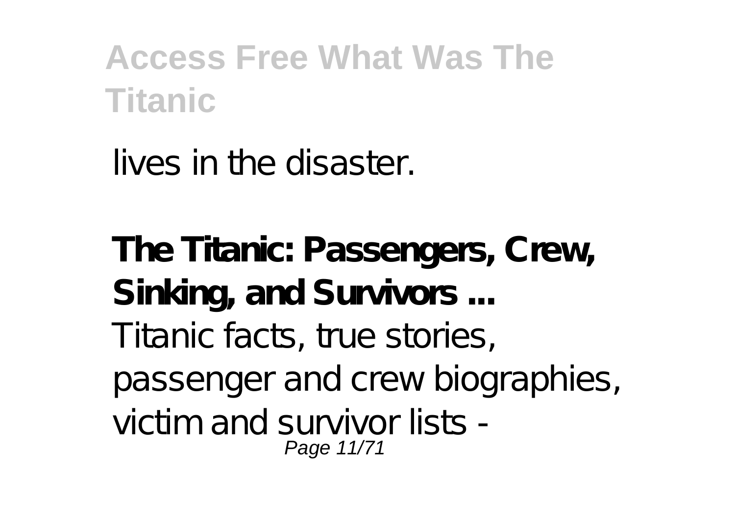lives in the disaster.

**The Titanic: Passengers, Crew, Sinking, and Survivors ...**
Titanic facts, true stories, passenger and crew biographies, victim and survivor lists -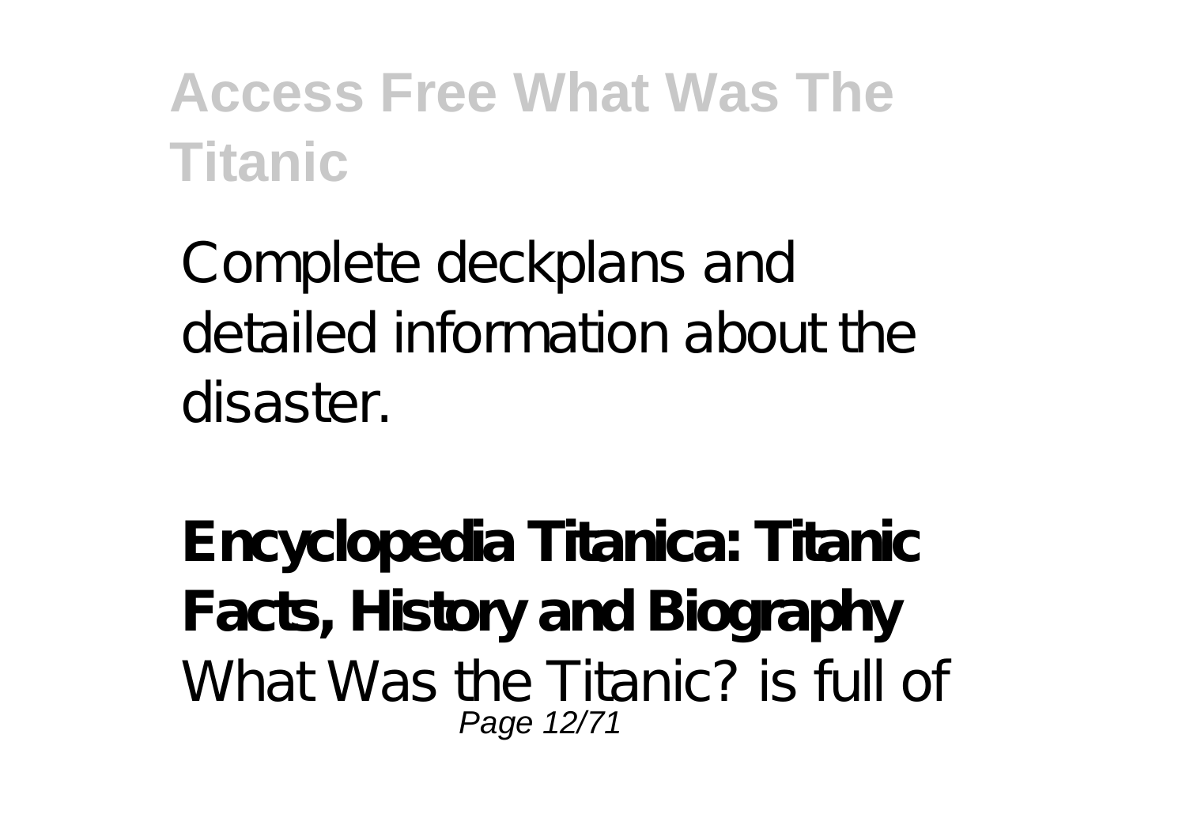Complete deckplans and detailed information about the disaster.

**Encyclopedia Titanica: Titanic Facts, History and Biography**

What Was the Titanic? is full of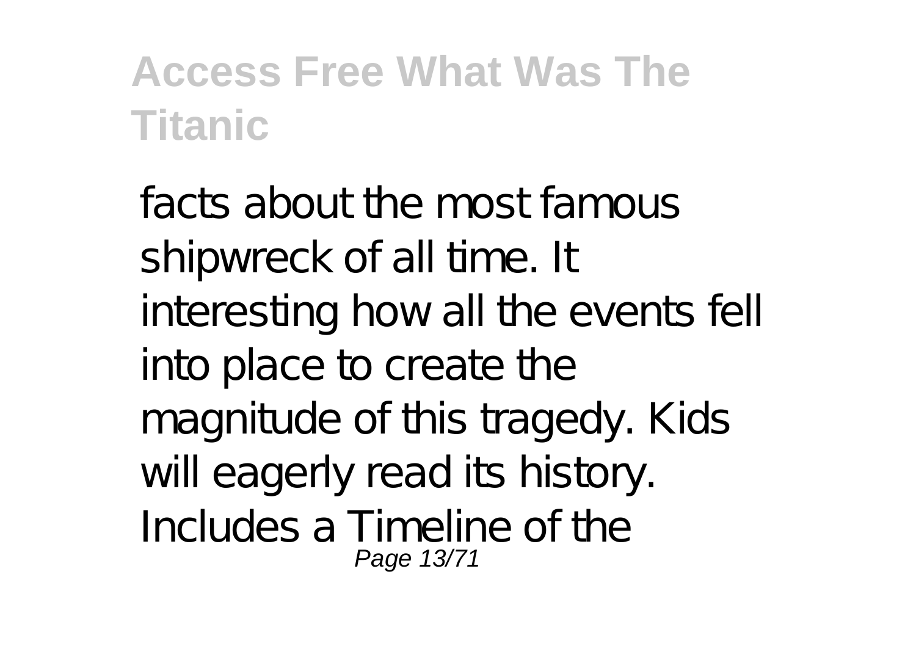facts about the most famous shipwreck of all time. It interesting how all the events fell into place to create the magnitude of this tragedy. Kids will eagerly read its history. Includes a Timeline of the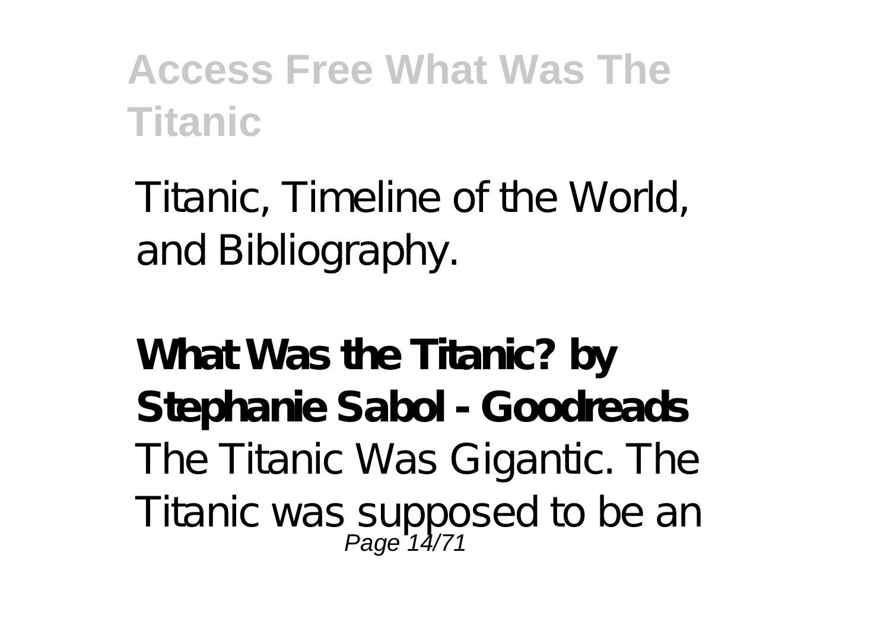Titanic, Timeline of the World, and Bibliography.

**What Was the Titanic? by Stephanie Sabol - Goodreads**

The Titanic Was Gigantic. The Titanic was supposed to be an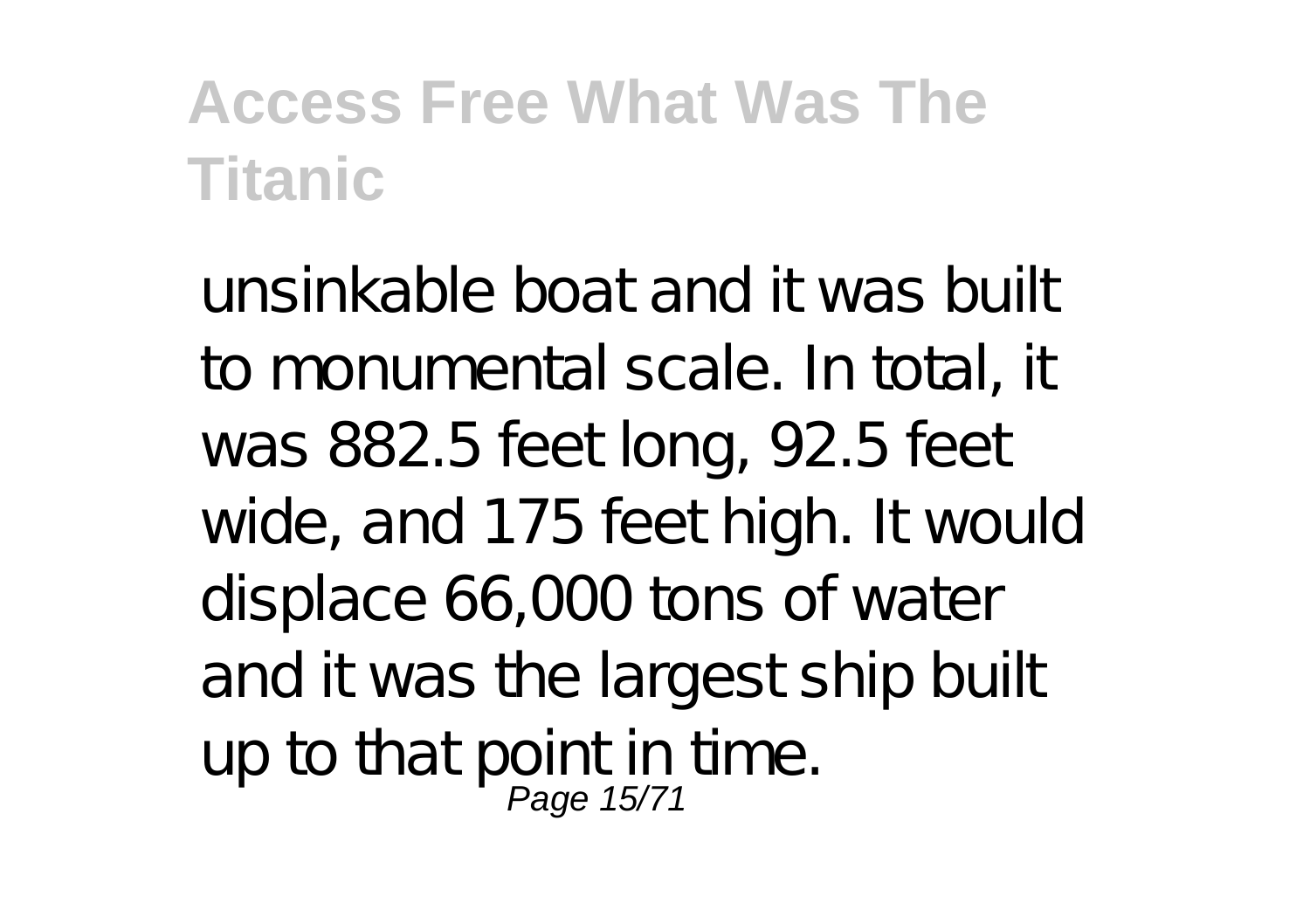unsinkable boat and it was built to monumental scale. In total, it was 882.5 feet long, 92.5 feet wide, and 175 feet high. It would displace 66,000 tons of water and it was the largest ship built up to that point in time.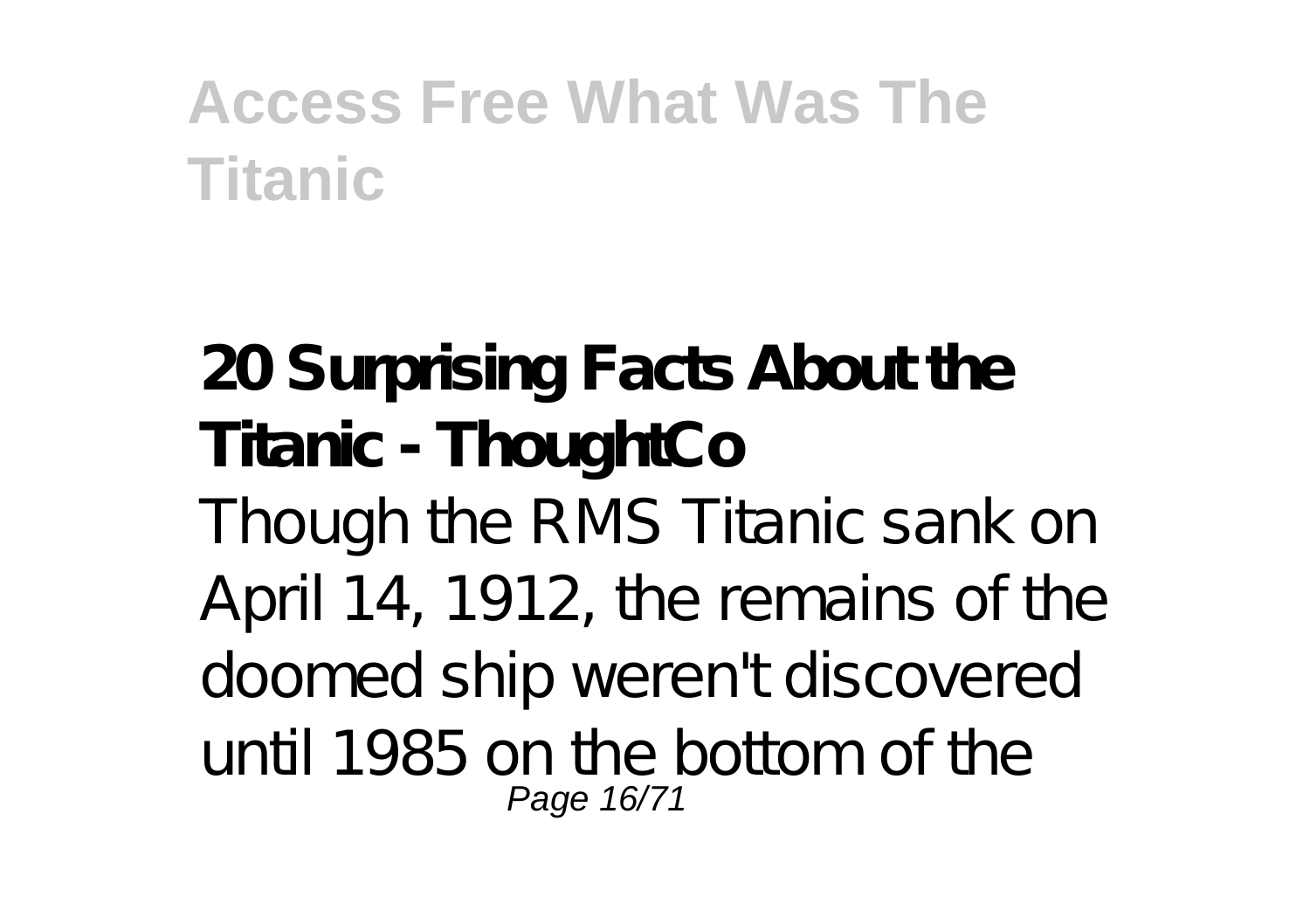## 20 Surprising Facts About the Titanic - ThoughtCo

Though the RMS Titanic sank on April 14, 1912, the remains of the doomed ship weren't discovered until 1985 on the bottom of the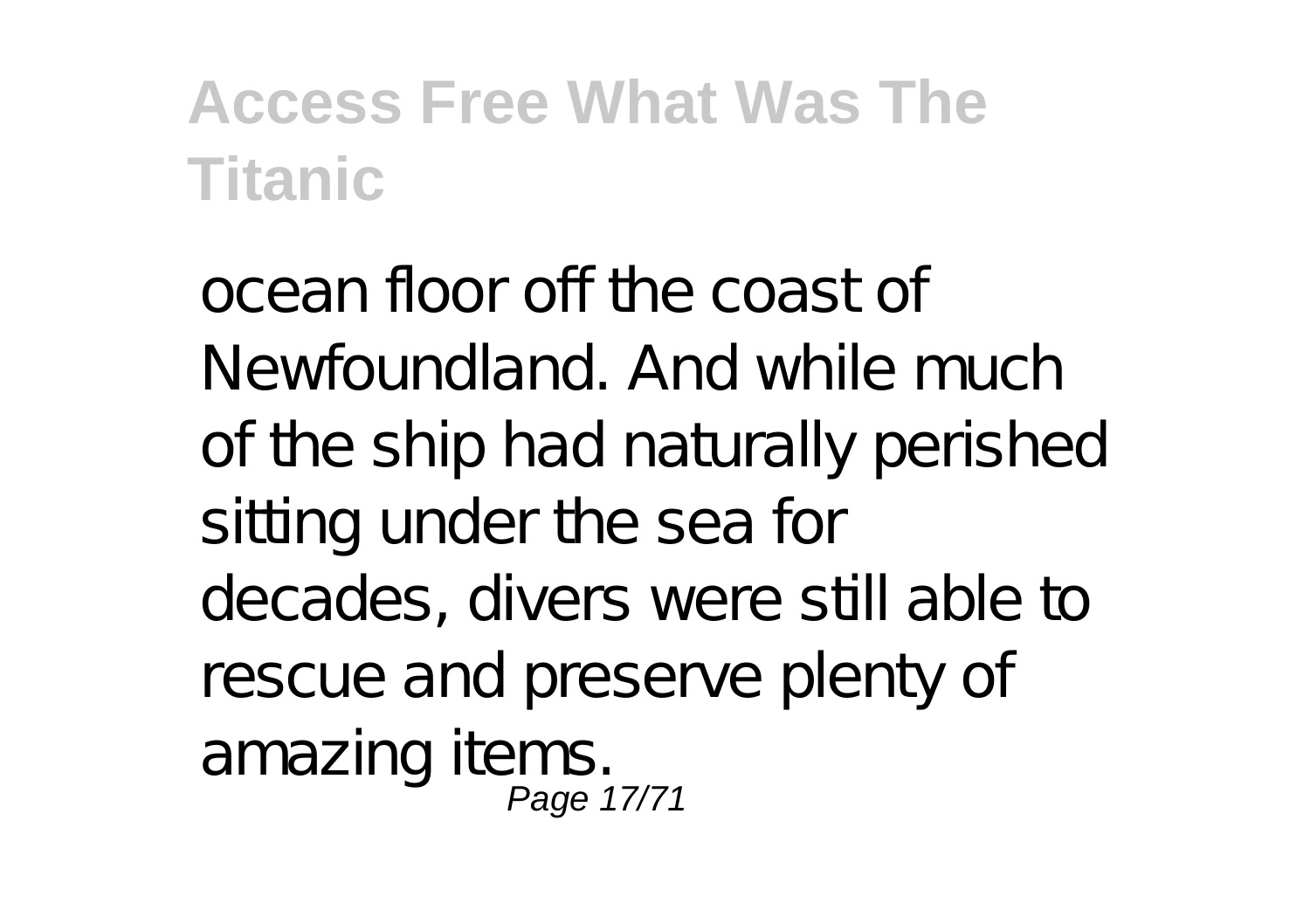ocean floor off the coast of Newfoundland. And while much of the ship had naturally perished sitting under the sea for decades, divers were still able to rescue and preserve plenty of amazing items.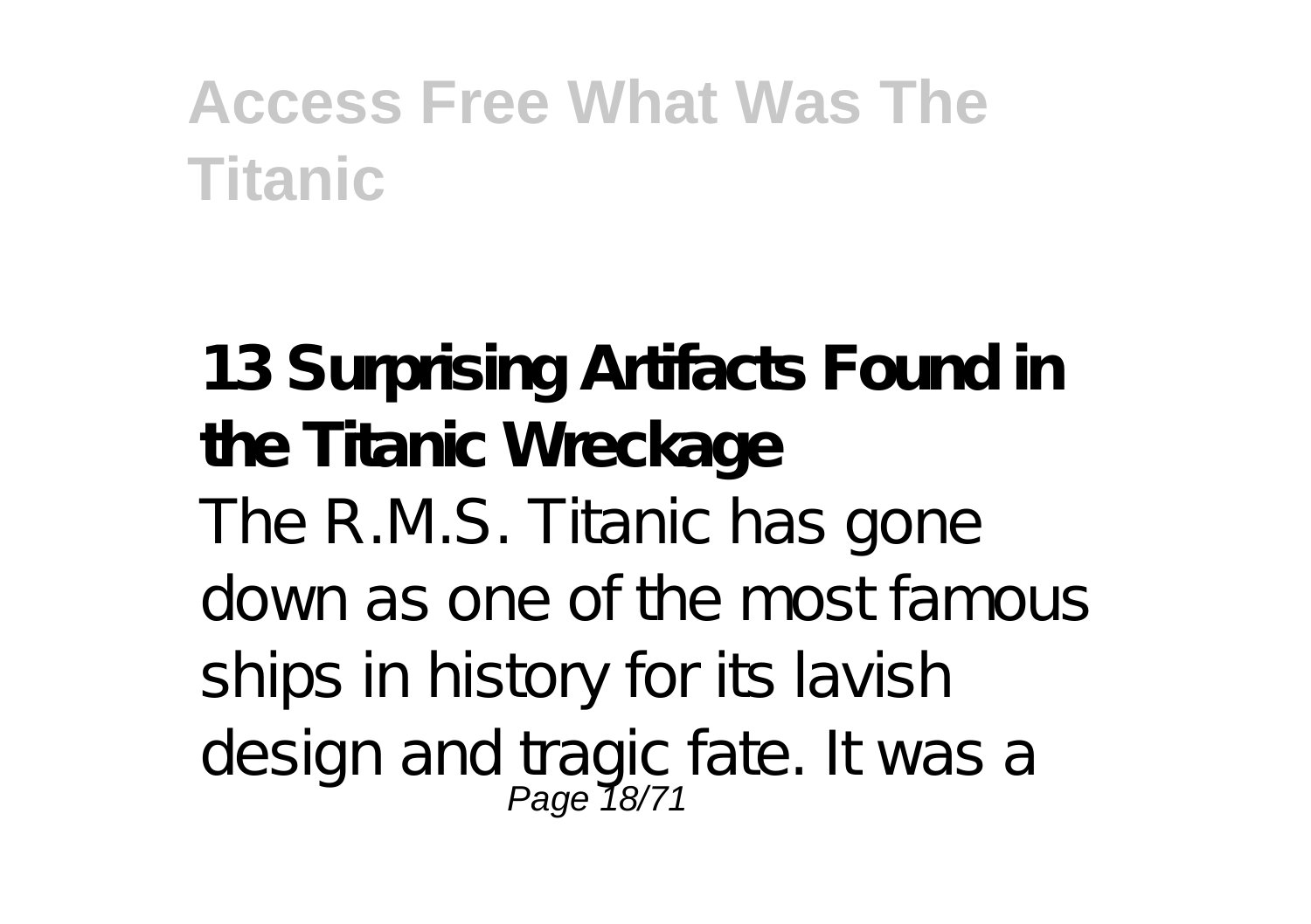**13 Surprising Artifacts Found in the Titanic Wreckage**

The R.M.S. Titanic has gone down as one of the most famous ships in history for its lavish design and tragic fate. It was a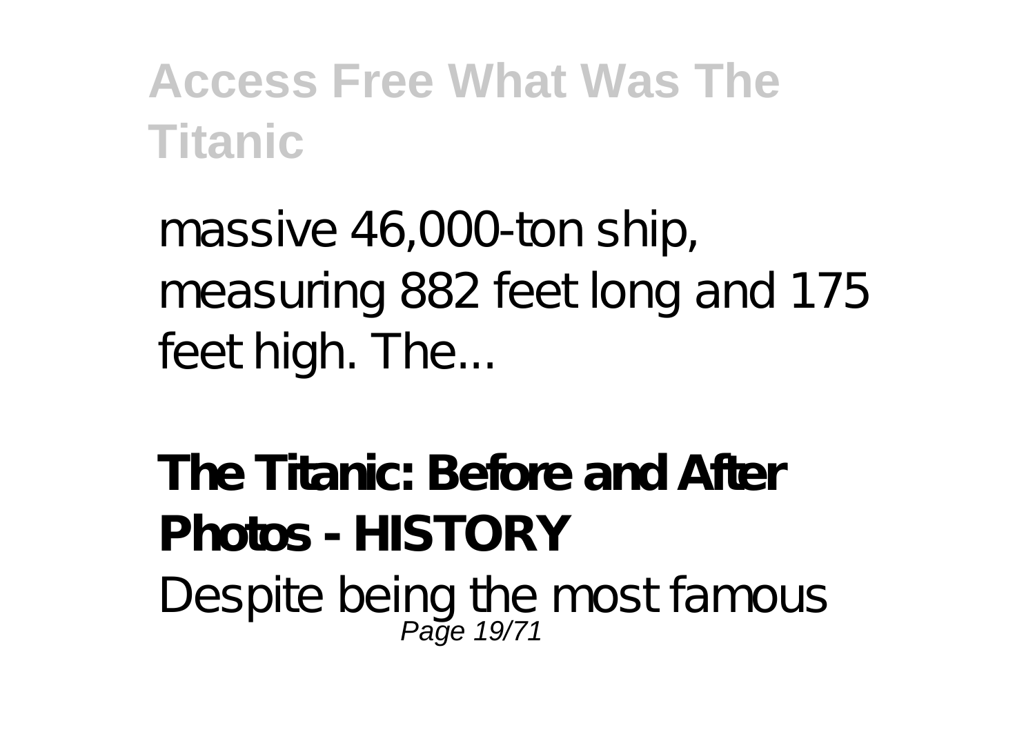massive 46,000-ton ship, measuring 882 feet long and 175 feet high. The...

**The Titanic: Before and After Photos - HISTORY**

Despite being the most famous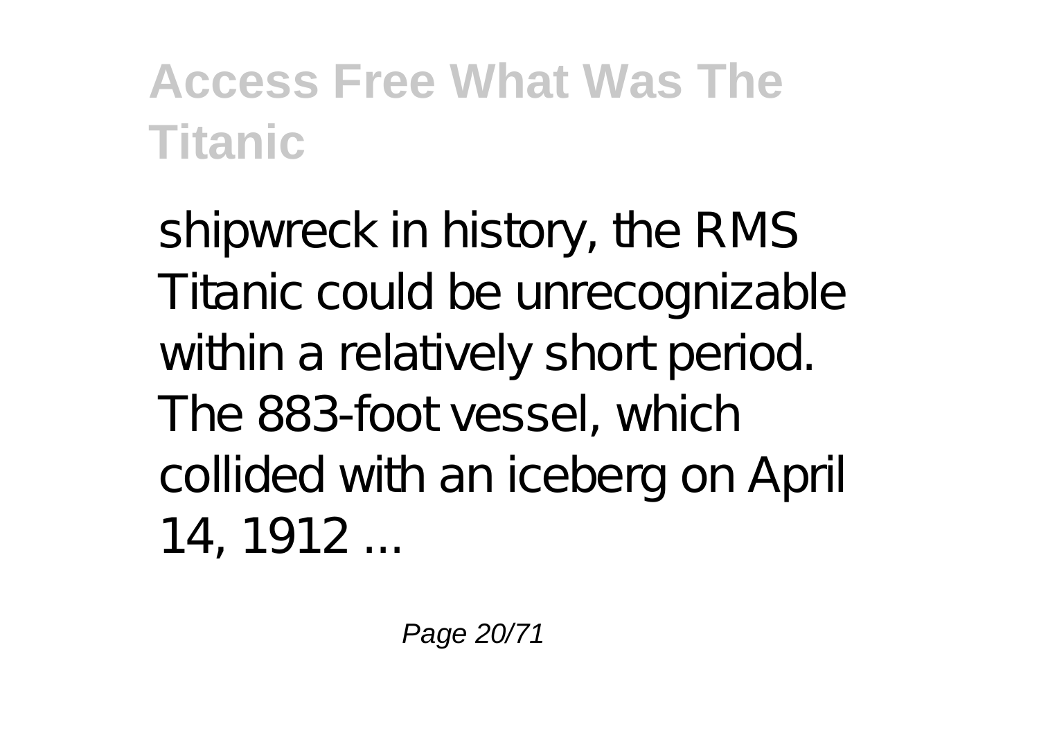shipwreck in history, the RMS Titanic could be unrecognizable within a relatively short period. The 883-foot vessel, which collided with an iceberg on April 14, 1912 ...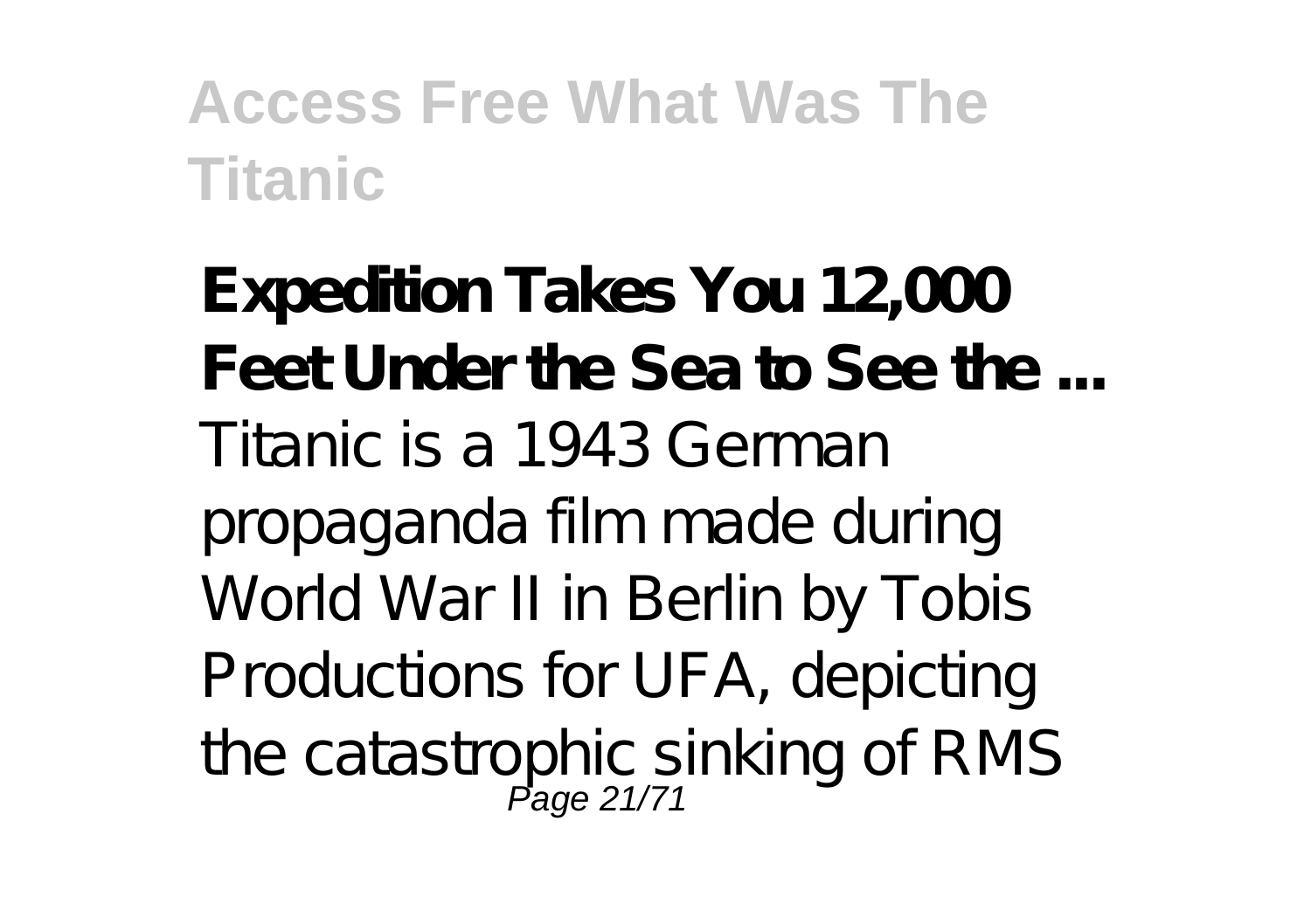**Expedition Takes You 12,000 Feet Under the Sea to See the ...**

Titanic is a 1943 German propaganda film made during World War II in Berlin by Tobis Productions for UFA, depicting the catastrophic sinking of RMS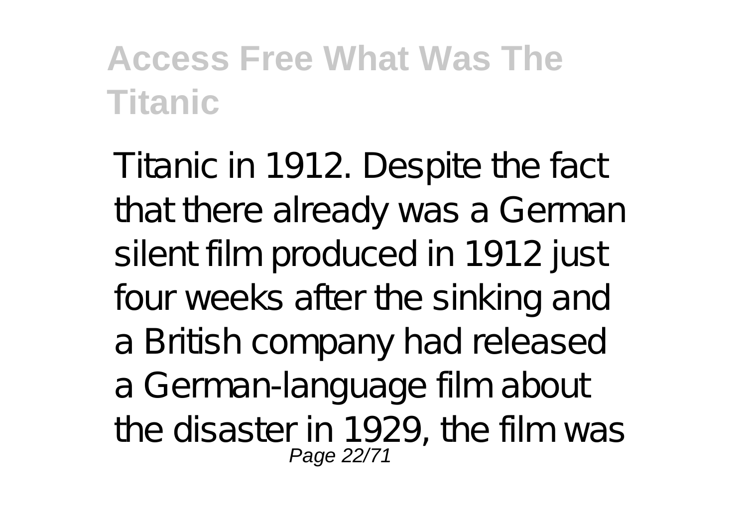Titanic in 1912. Despite the fact that there already was a German silent film produced in 1912 just four weeks after the sinking and a British company had released a German-language film about the disaster in 1929, the film was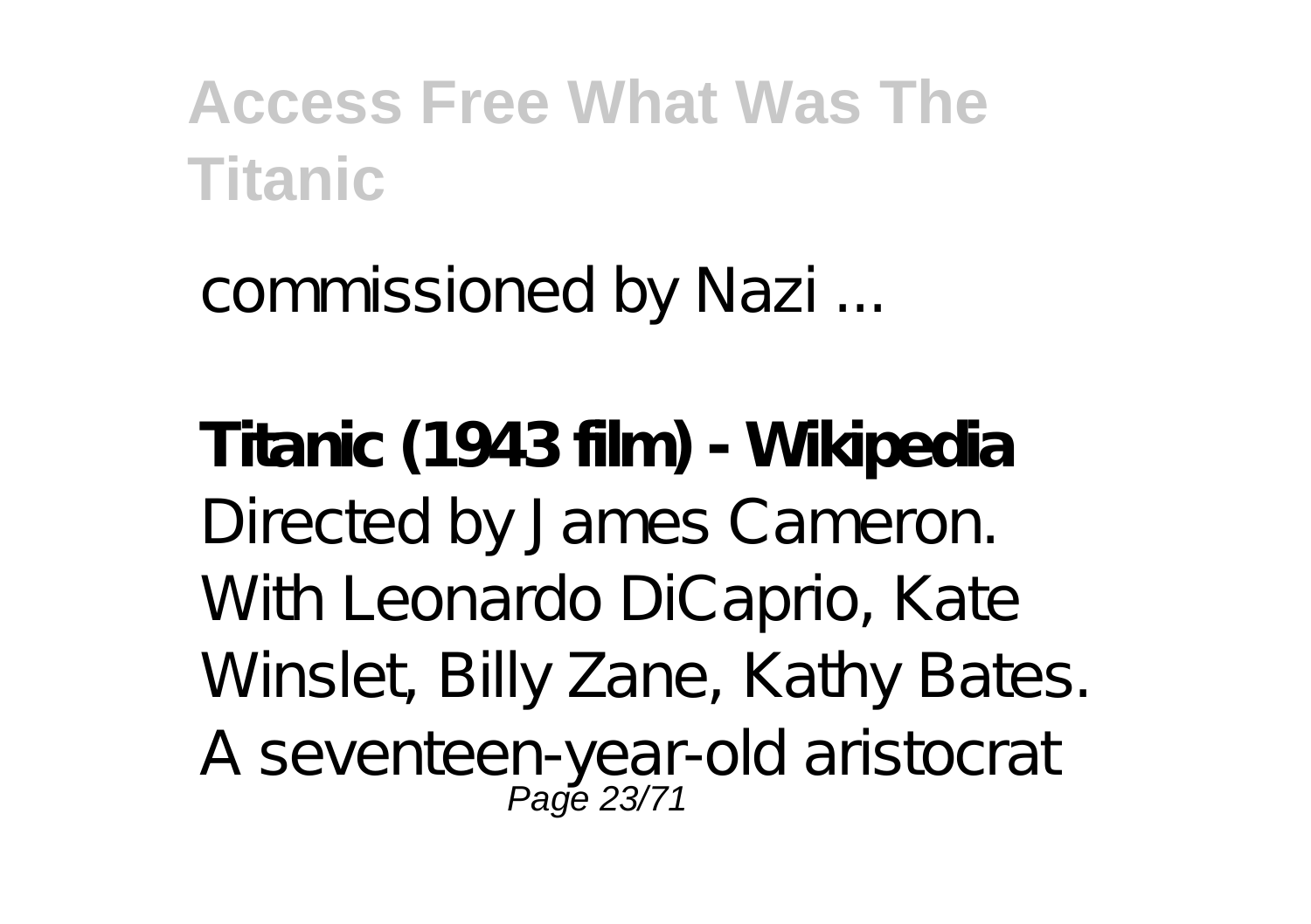commissioned by Nazi ...

**Titanic (1943 film) - Wikipedia**

Directed by James Cameron. With Leonardo DiCaprio, Kate Winslet, Billy Zane, Kathy Bates. A seventeen-year-old aristocrat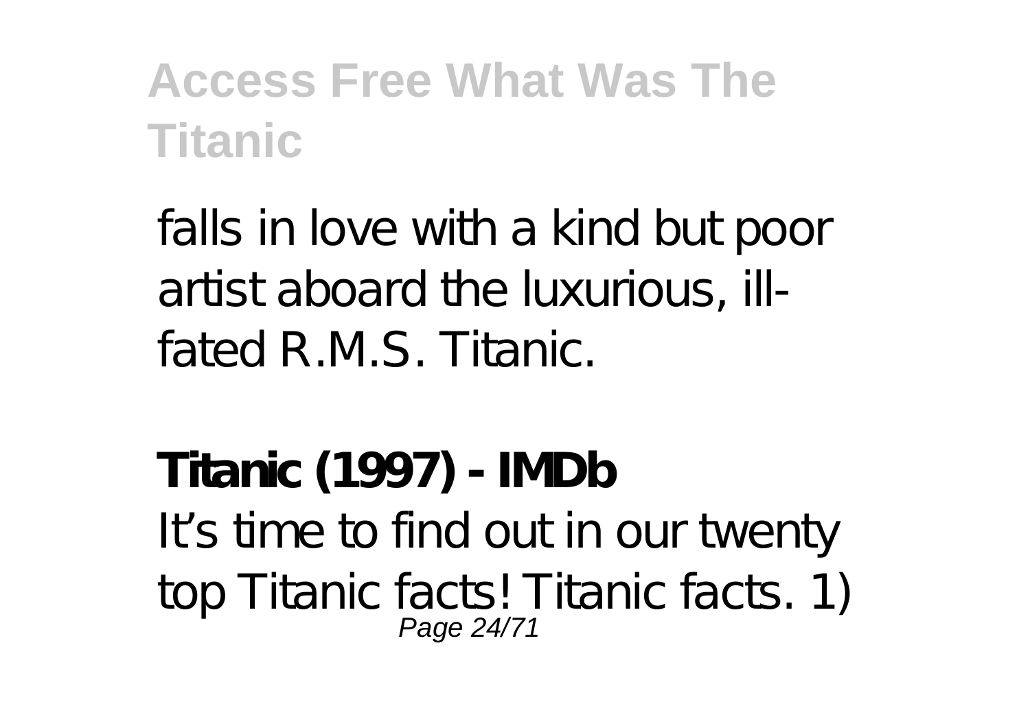falls in love with a kind but poor artist aboard the luxurious, ill-fated R.M.S. Titanic.

**Titanic (1997) - IMDb**

It's time to find out in our twenty top Titanic facts! Titanic facts. 1)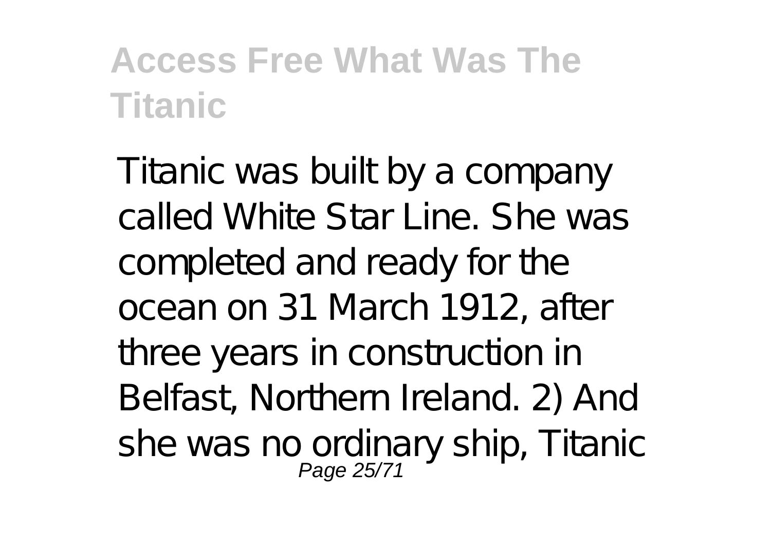Titanic was built by a company called White Star Line. She was completed and ready for the ocean on 31 March 1912, after three years in construction in Belfast, Northern Ireland. 2) And she was no ordinary ship, Titanic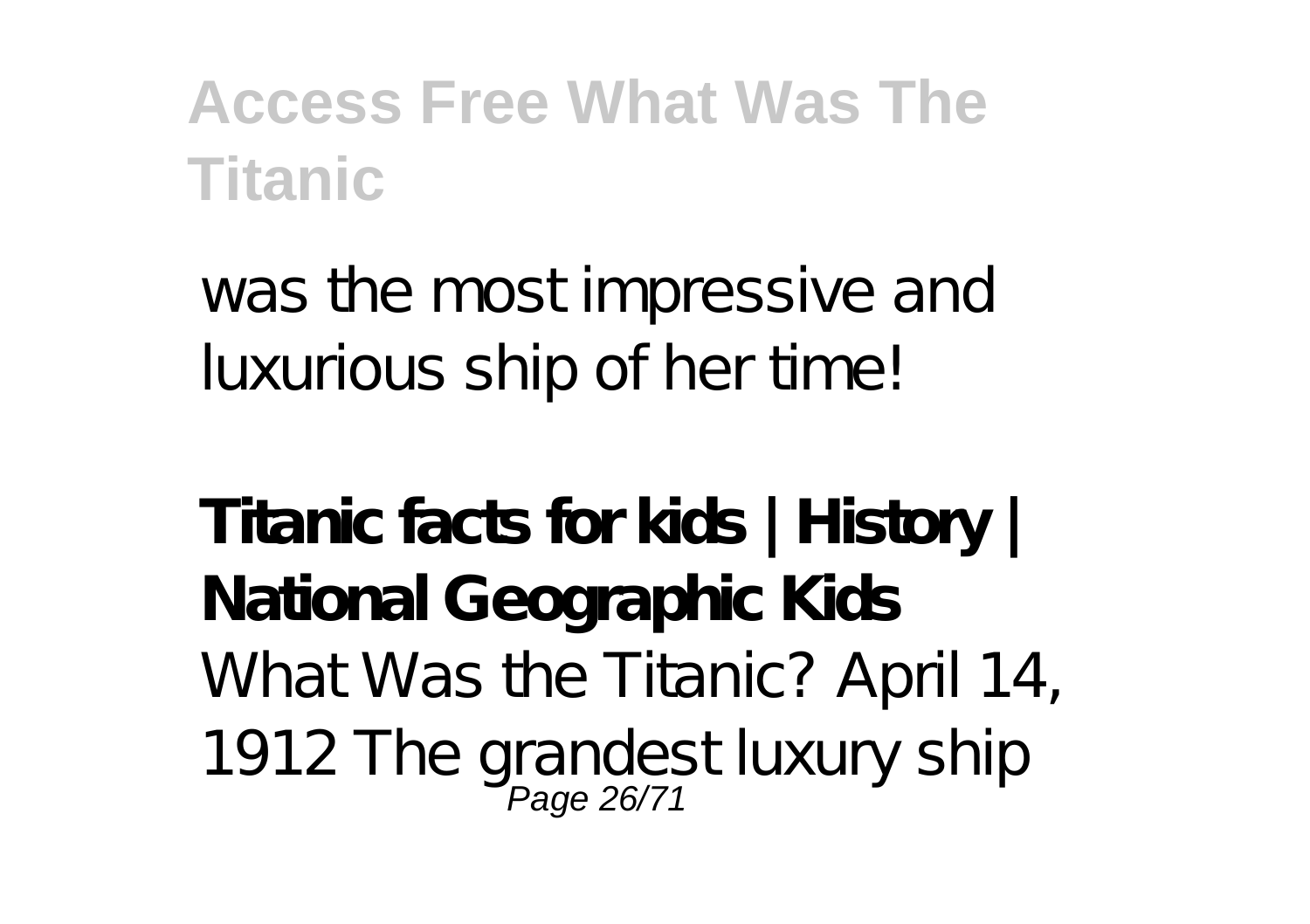was the most impressive and luxurious ship of her time!

**Titanic facts for kids | History | National Geographic Kids**

What Was the Titanic? April 14, 1912 The grandest luxury ship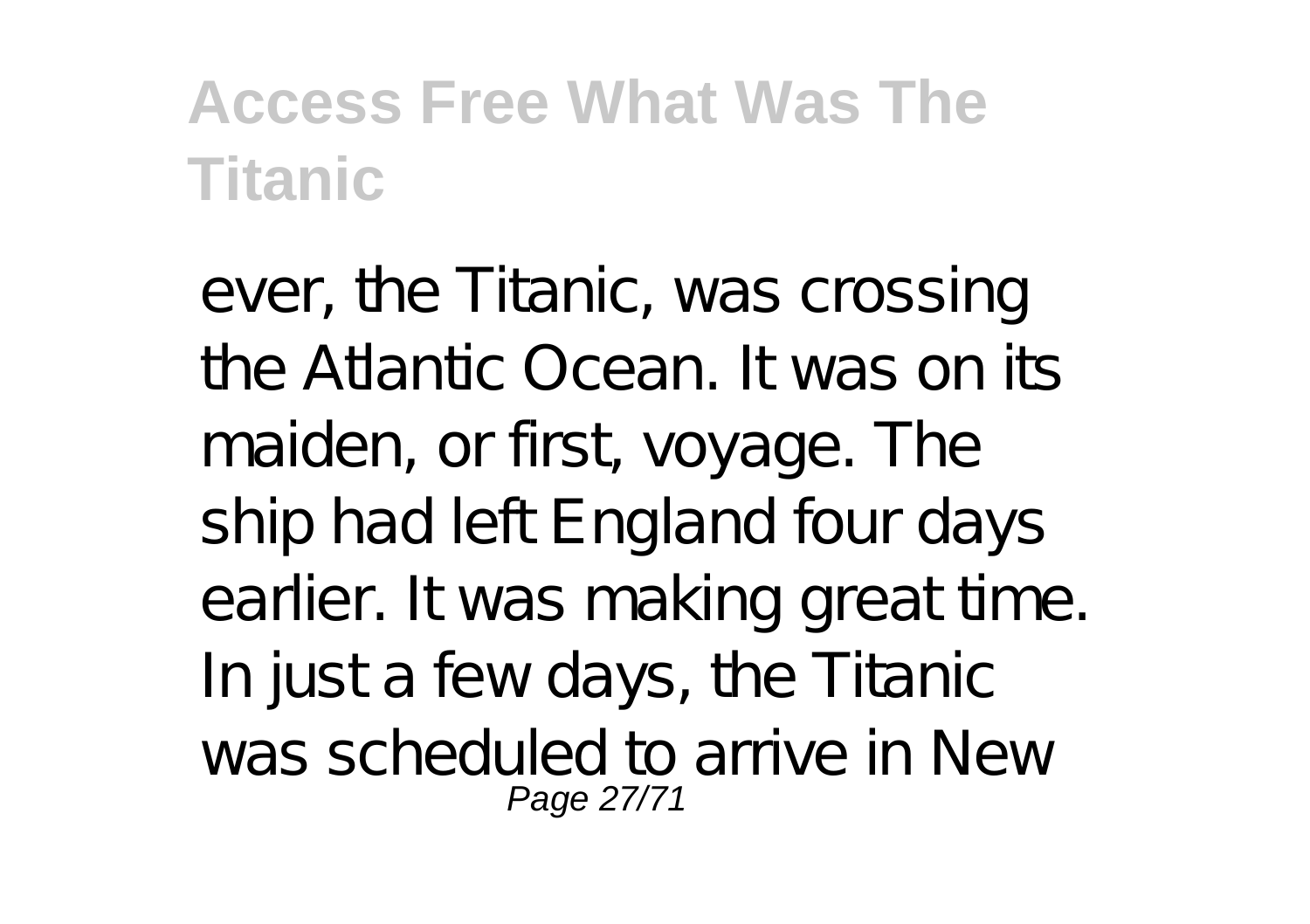ever, the Titanic, was crossing the Atlantic Ocean. It was on its maiden, or first, voyage. The ship had left England four days earlier. It was making great time. In just a few days, the Titanic was scheduled to arrive in New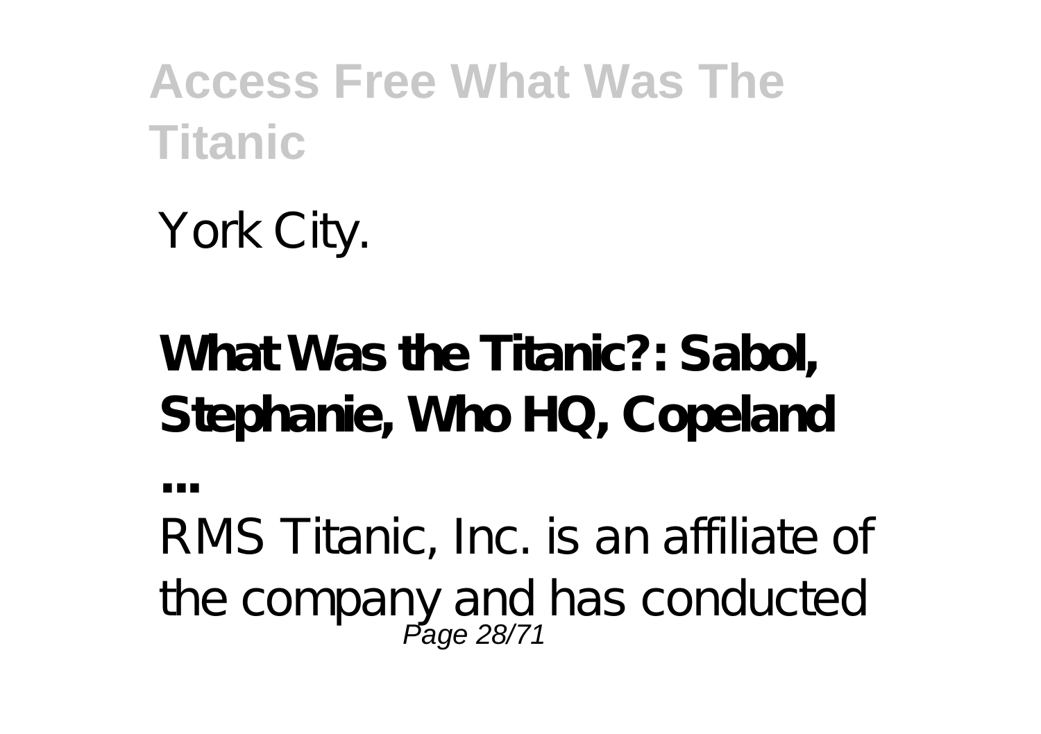York City.

**What Was the Titanic?: Sabol, Stephanie, Who HQ, Copeland ...**

RMS Titanic, Inc. is an affiliate of the company and has conducted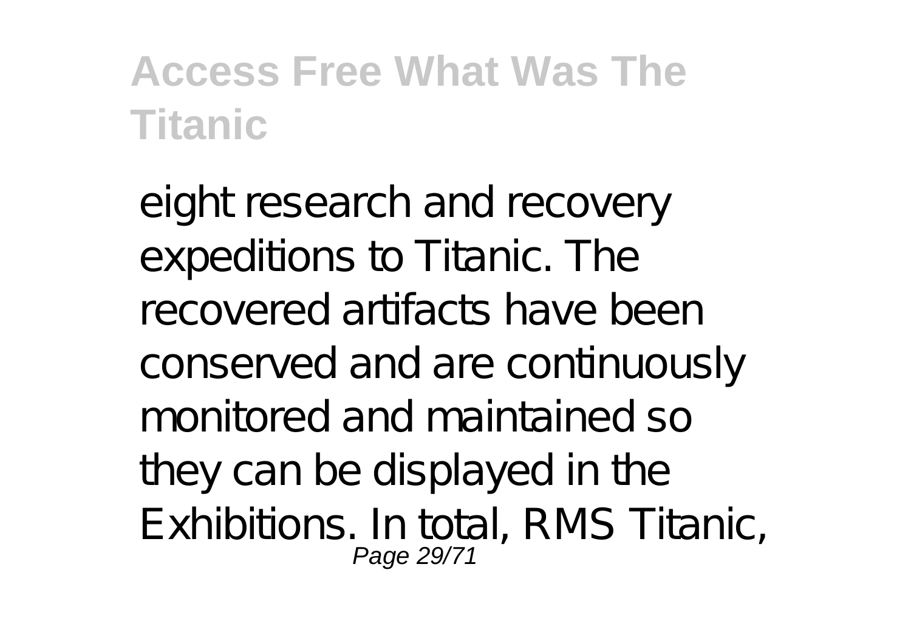eight research and recovery expeditions to Titanic. The recovered artifacts have been conserved and are continuously monitored and maintained so they can be displayed in the Exhibitions. In total, RMS Titanic,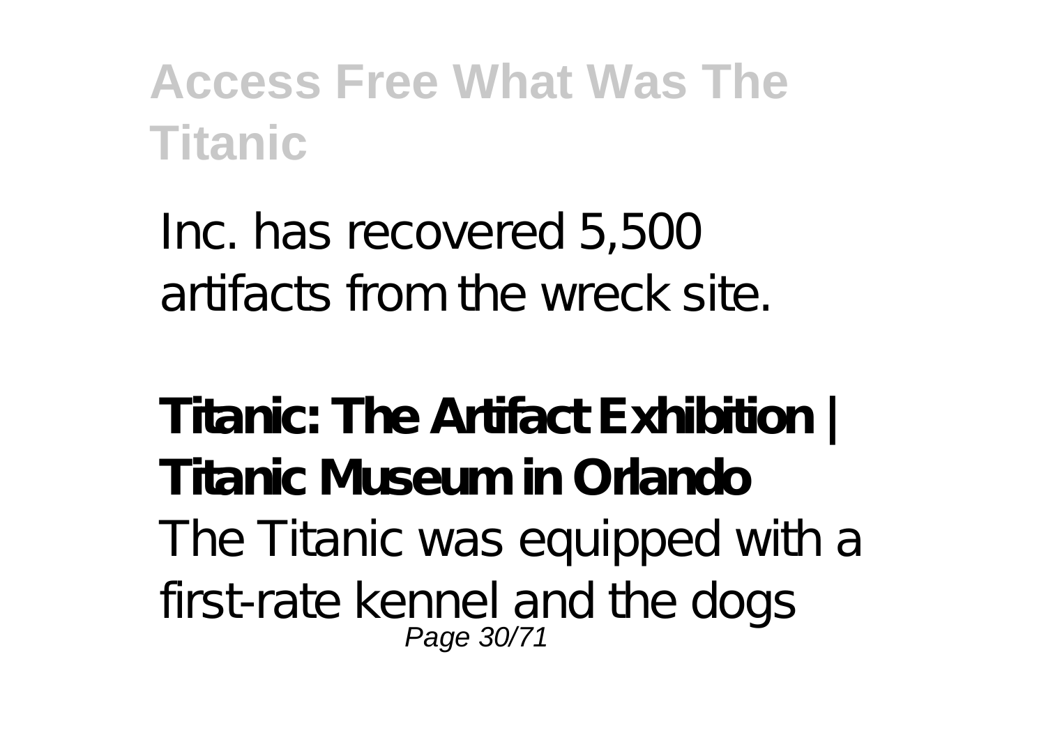Inc. has recovered 5,500 artifacts from the wreck site.

**Titanic: The Artifact Exhibition | Titanic Museum in Orlando**

The Titanic was equipped with a first-rate kennel and the dogs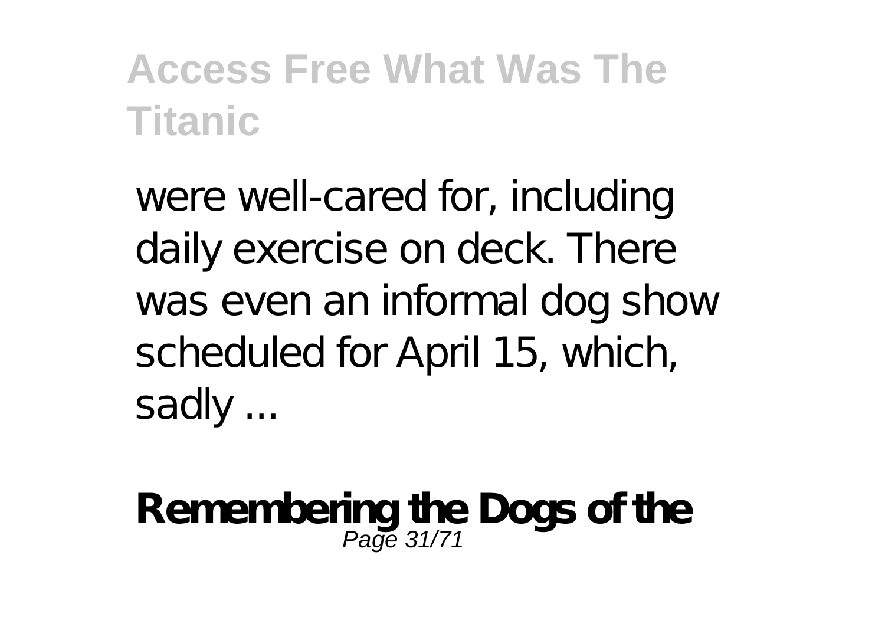were well-cared for, including daily exercise on deck. There was even an informal dog show scheduled for April 15, which, sadly ...

**Remembering the Dogs of the**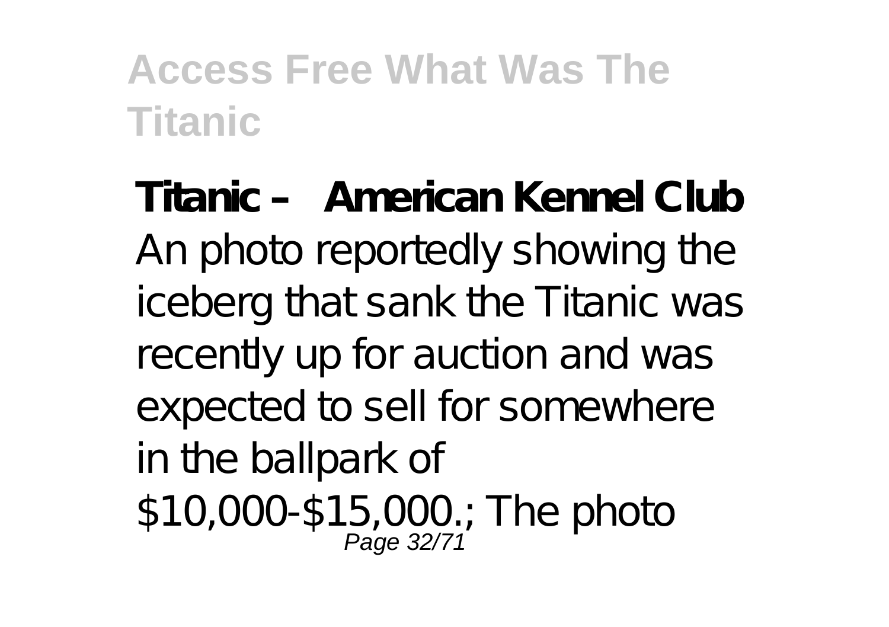**Titanic – American Kennel Club**

An photo reportedly showing the iceberg that sank the Titanic was recently up for auction and was expected to sell for somewhere in the ballpark of $10,000-$15,000.; The photo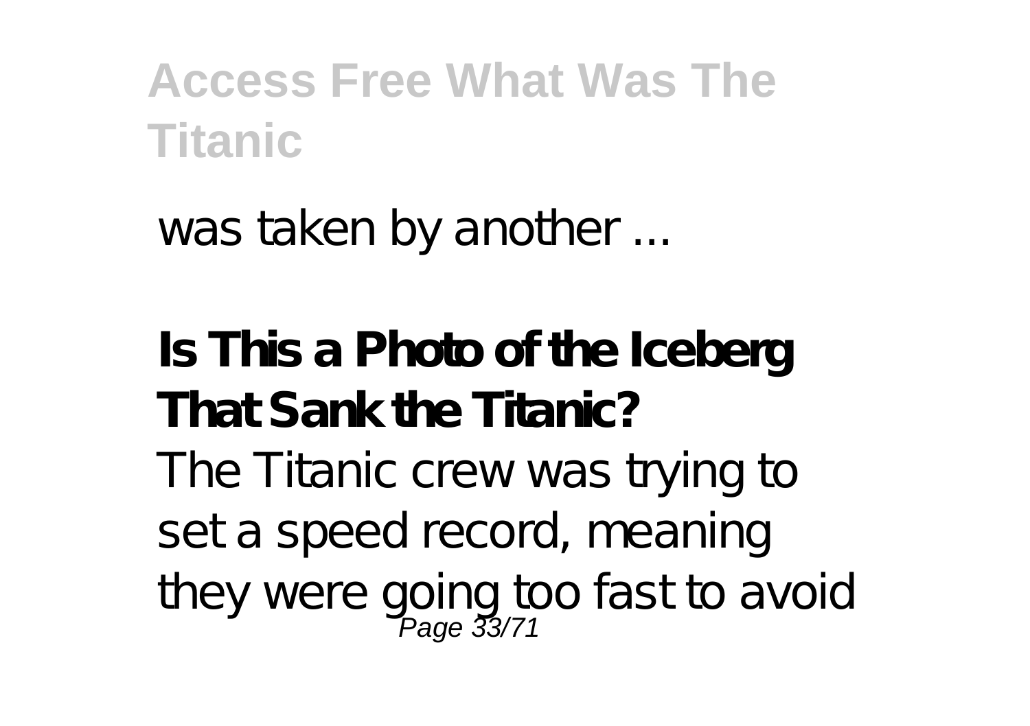was taken by another ...

**Is This a Photo of the Iceberg That Sank the Titanic?**

The Titanic crew was trying to set a speed record, meaning they were going too fast to avoid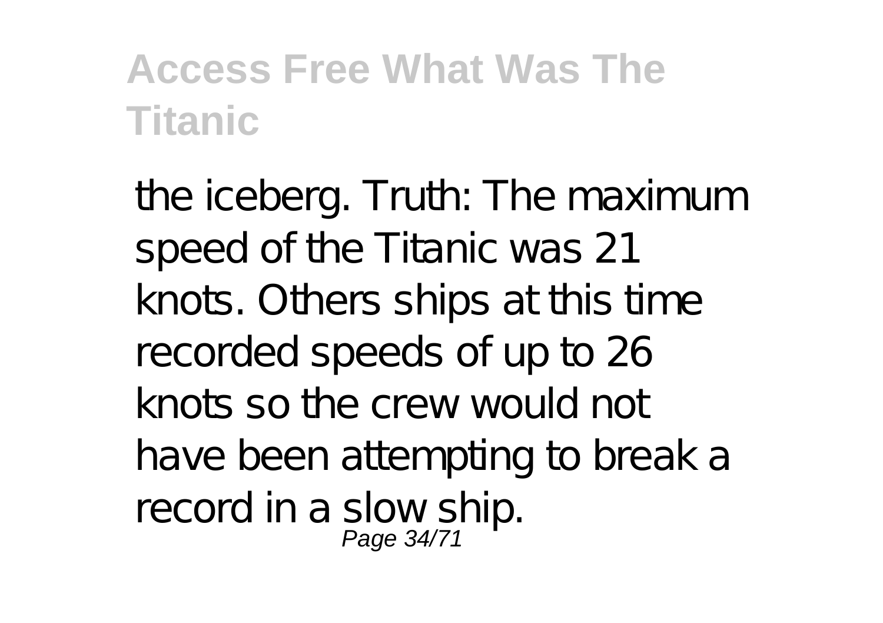the iceberg. Truth: The maximum speed of the Titanic was 21 knots. Others ships at this time recorded speeds of up to 26 knots so the crew would not have been attempting to break a record in a slow ship.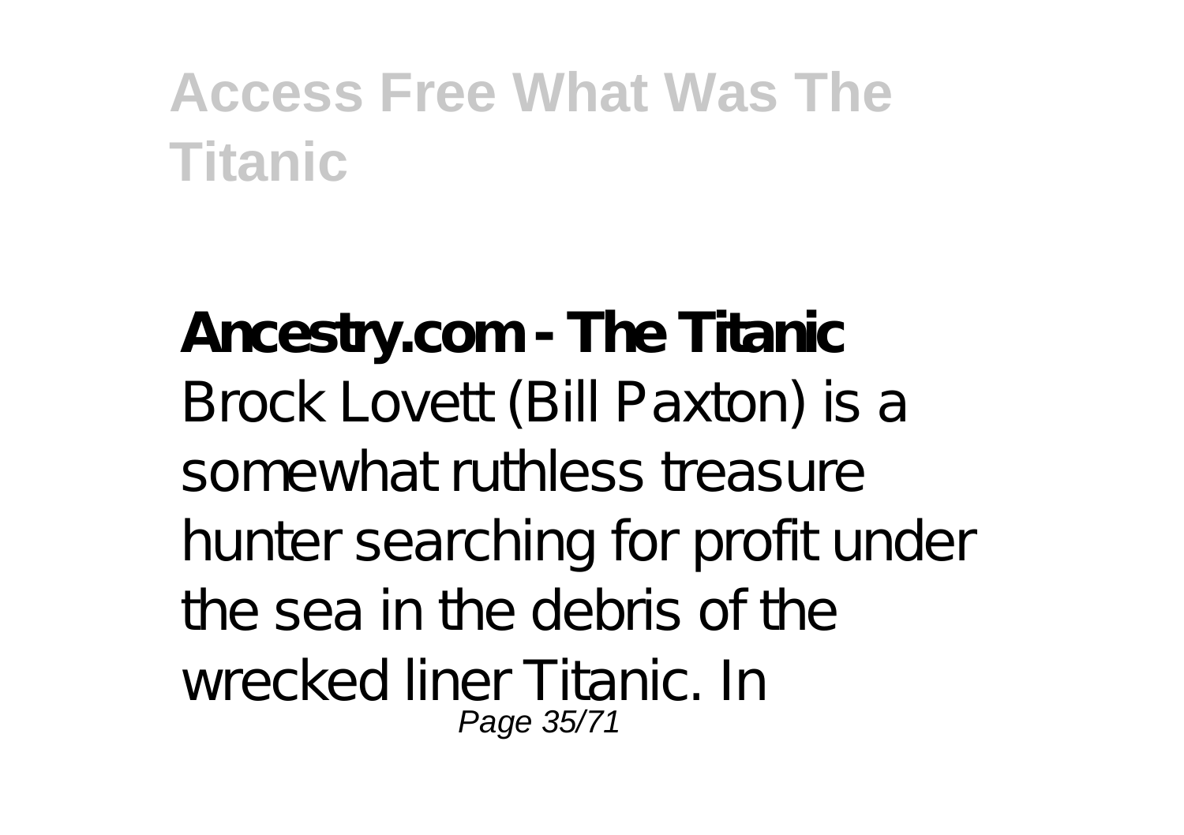**Ancestry.com - The Titanic**

Brock Lovett (Bill Paxton) is a somewhat ruthless treasure hunter searching for profit under the sea in the debris of the wrecked liner Titanic. In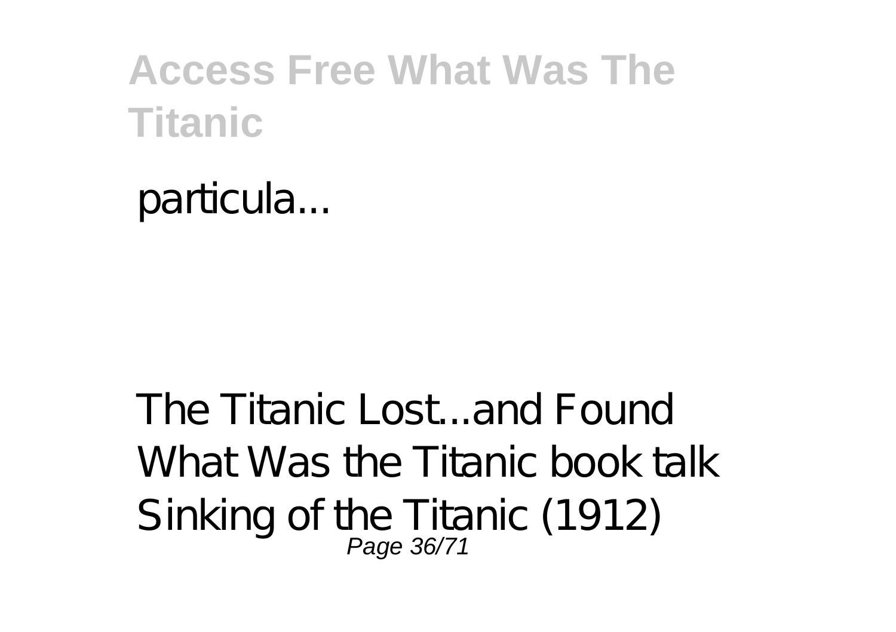particula...

The Titanic Lost...and Found What Was the Titanic book talk Sinking of the Titanic (1912)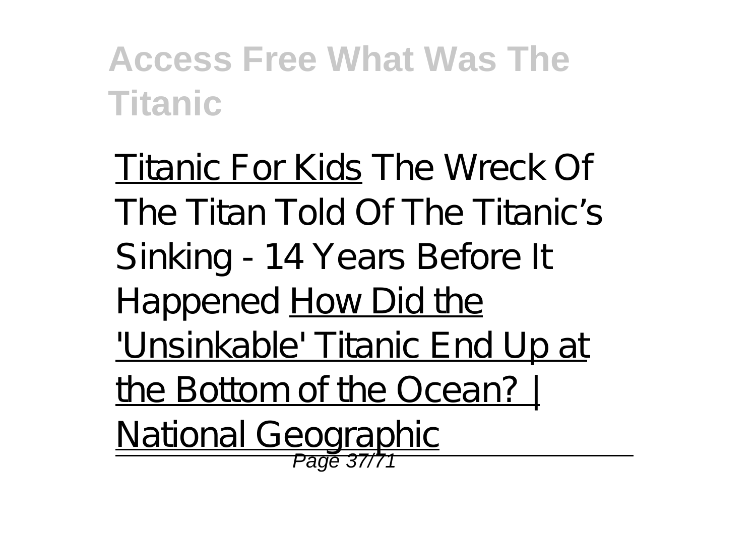Titanic For Kids *The Wreck Of The Titan Told Of The Titanic's Sinking - 14 Years Before It Happened* How Did the 'Unsinkable' Titanic End Up at the Bottom of the Ocean? | National Geographic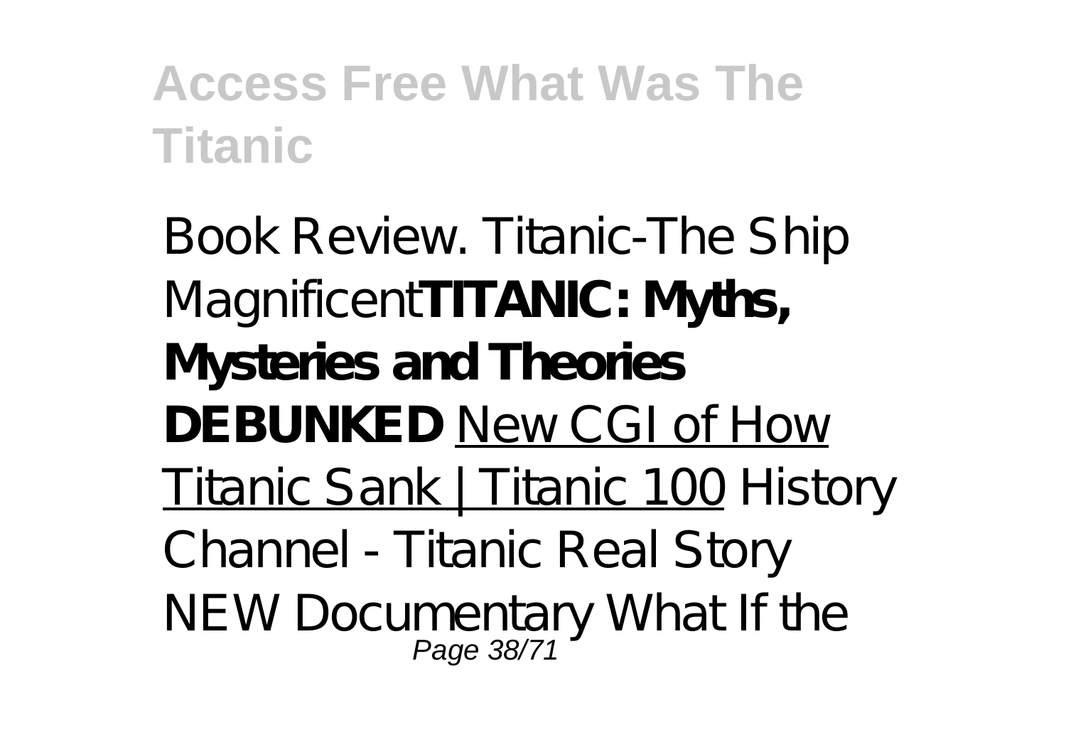Book Review. Titanic-The Ship Magnificent**TITANIC: Myths, Mysteries and Theories DEBUNKED** New CGI of How Titanic Sank | Titanic 100 History Channel - Titanic Real Story NEW Documentary What If the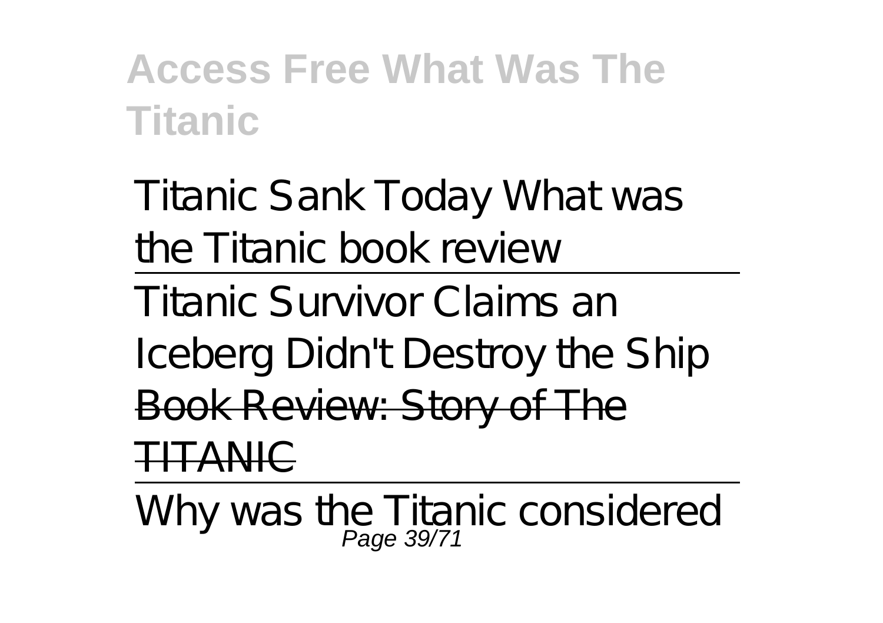Titanic Sank Today What was the Titanic book review

Titanic Survivor Claims an Iceberg Didn't Destroy the Ship

~~Book Review: Story of The TITANIC~~

Why was the Titanic considered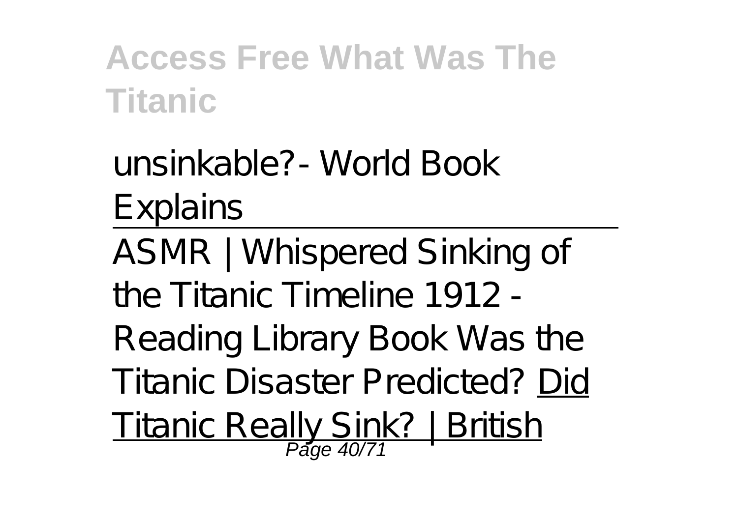unsinkable? - World Book Explains

---

ASMR | Whispered Sinking of the Titanic Timeline 1912 - Reading Library Book Was the Titanic Disaster Predicted? Did Titanic Really Sink? | British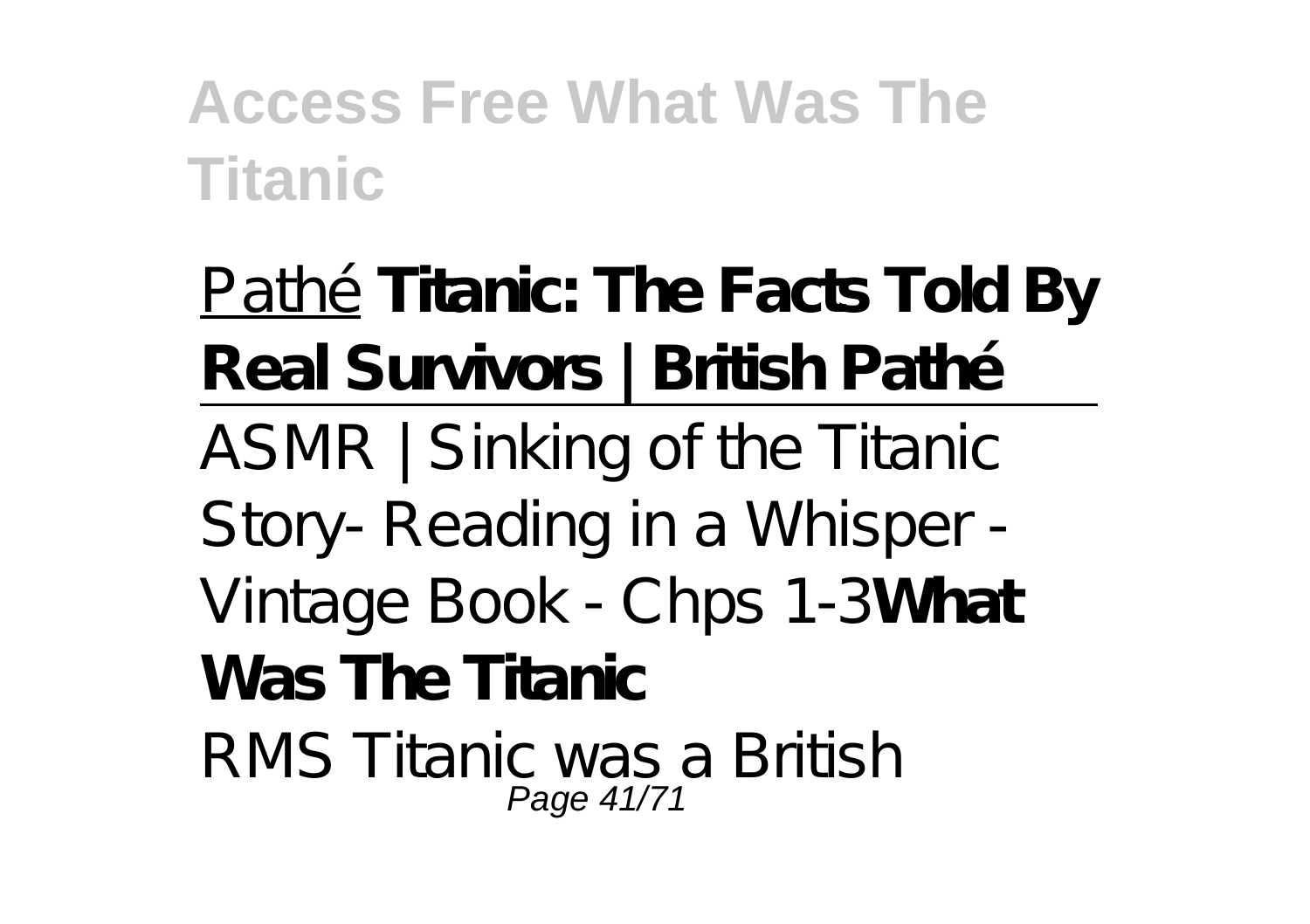Pathé **Titanic: The Facts Told By Real Survivors | British Pathé**

---

*ASMR | Sinking of the Titanic Story- Reading in a Whisper - Vintage Book - Chps 1-3* **What Was The Titanic**

RMS Titanic was a British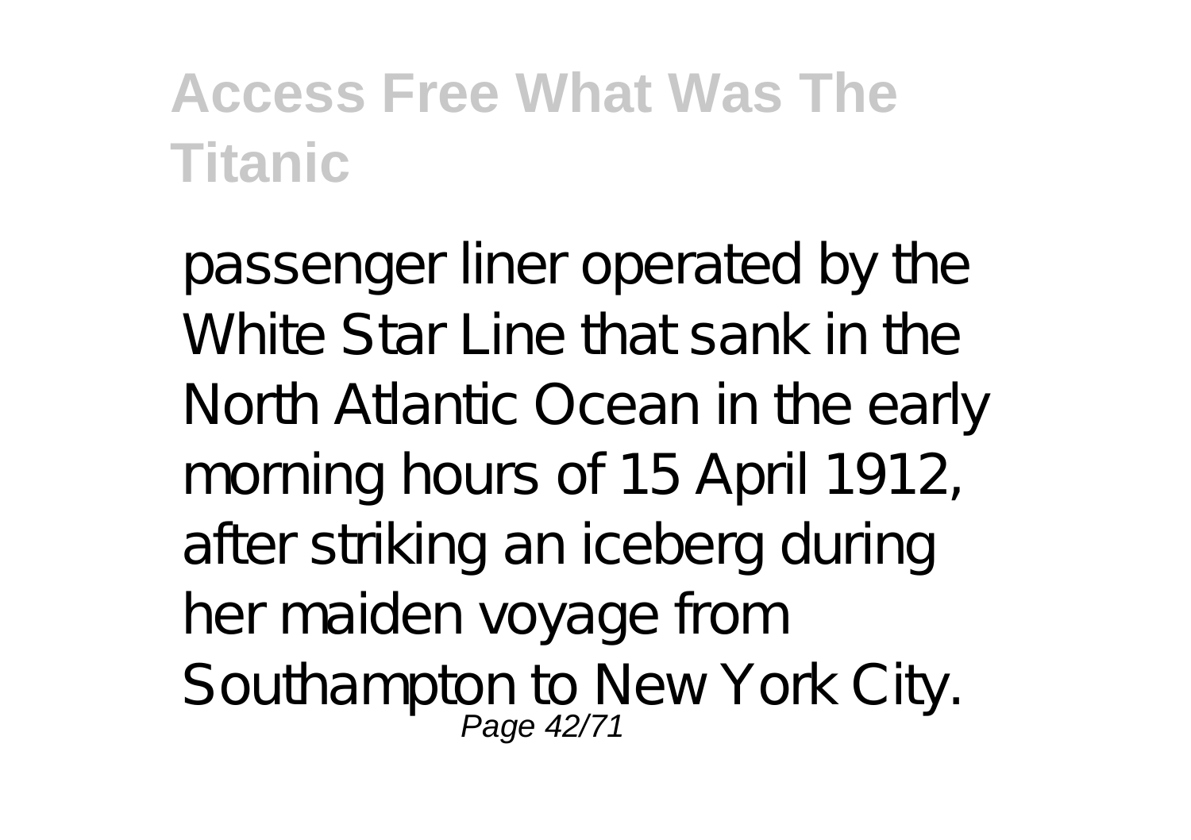passenger liner operated by the White Star Line that sank in the North Atlantic Ocean in the early morning hours of 15 April 1912, after striking an iceberg during her maiden voyage from Southampton to New York City.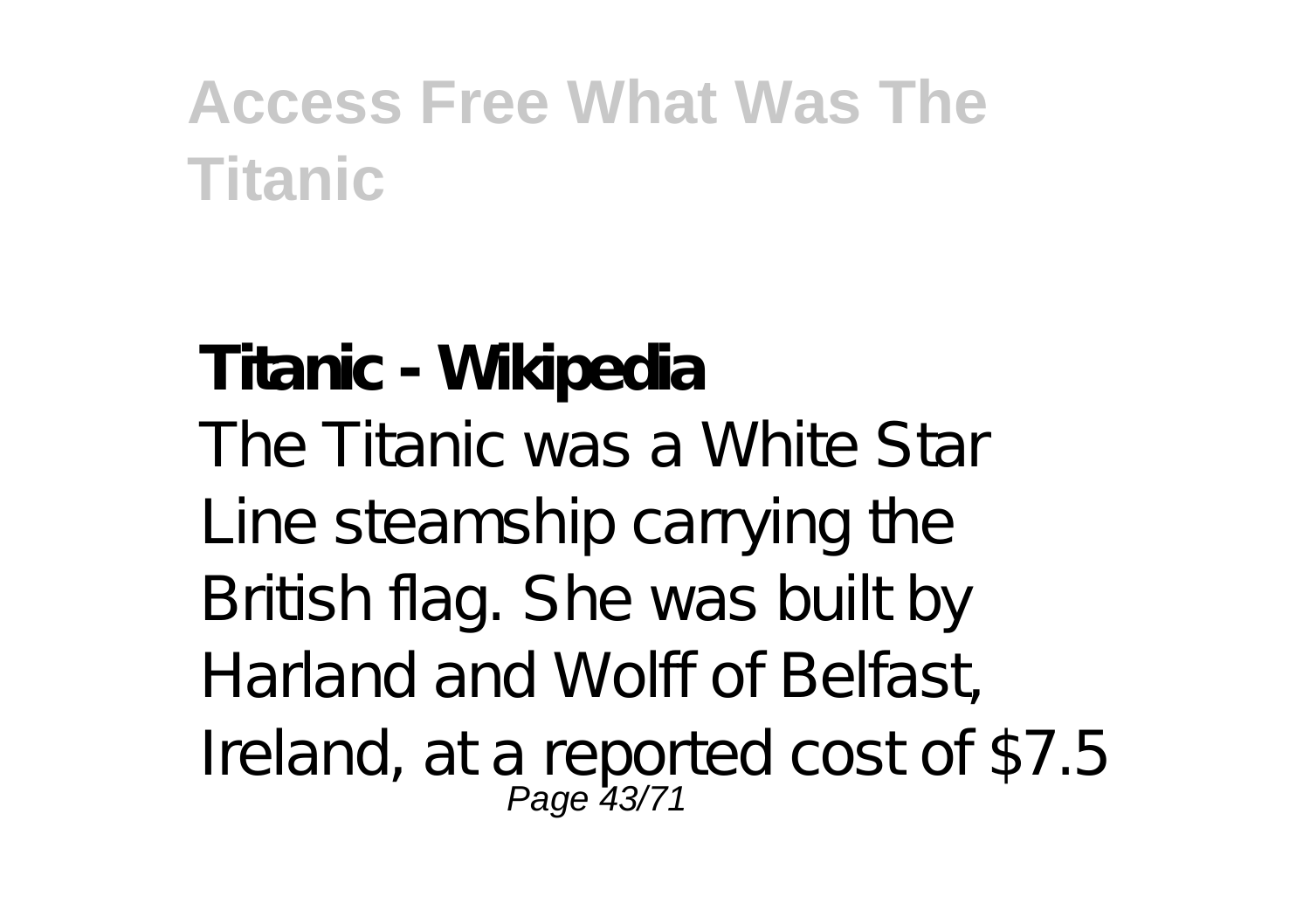**Titanic - Wikipedia**

The Titanic was a White Star Line steamship carrying the British flag. She was built by Harland and Wolff of Belfast, Ireland, at a reported cost of $7.5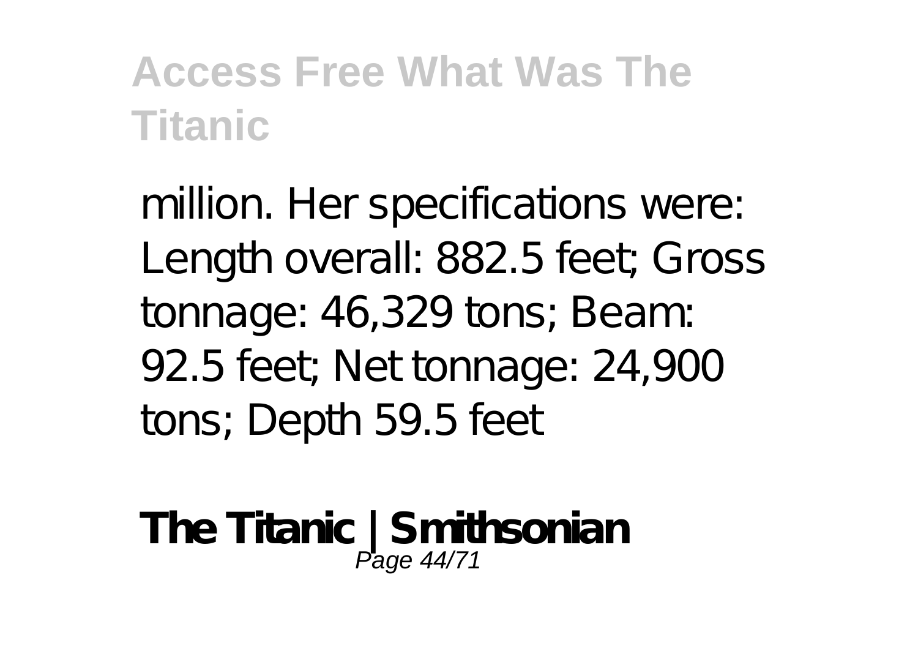million. Her specifications were: Length overall: 882.5 feet; Gross tonnage: 46,329 tons; Beam: 92.5 feet; Net tonnage: 24,900 tons; Depth 59.5 feet

**The Titanic | Smithsonian**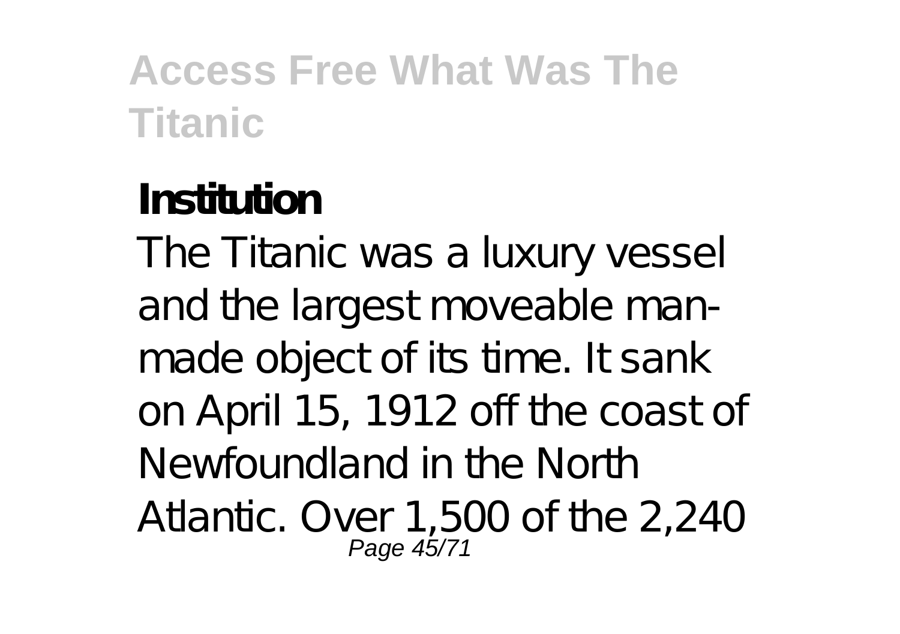**Institution**

The Titanic was a luxury vessel and the largest moveable man-made object of its time. It sank on April 15, 1912 off the coast of Newfoundland in the North Atlantic. Over 1,500 of the 2,240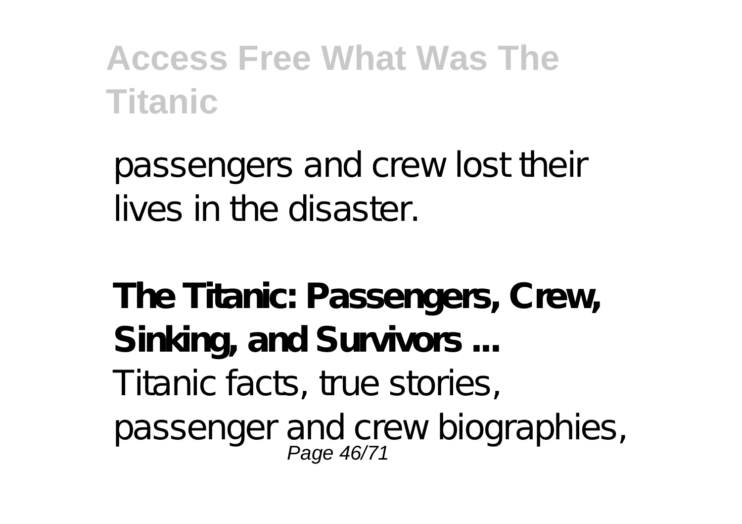passengers and crew lost their lives in the disaster.

**The Titanic: Passengers, Crew, Sinking, and Survivors ...**

Titanic facts, true stories, passenger and crew biographies,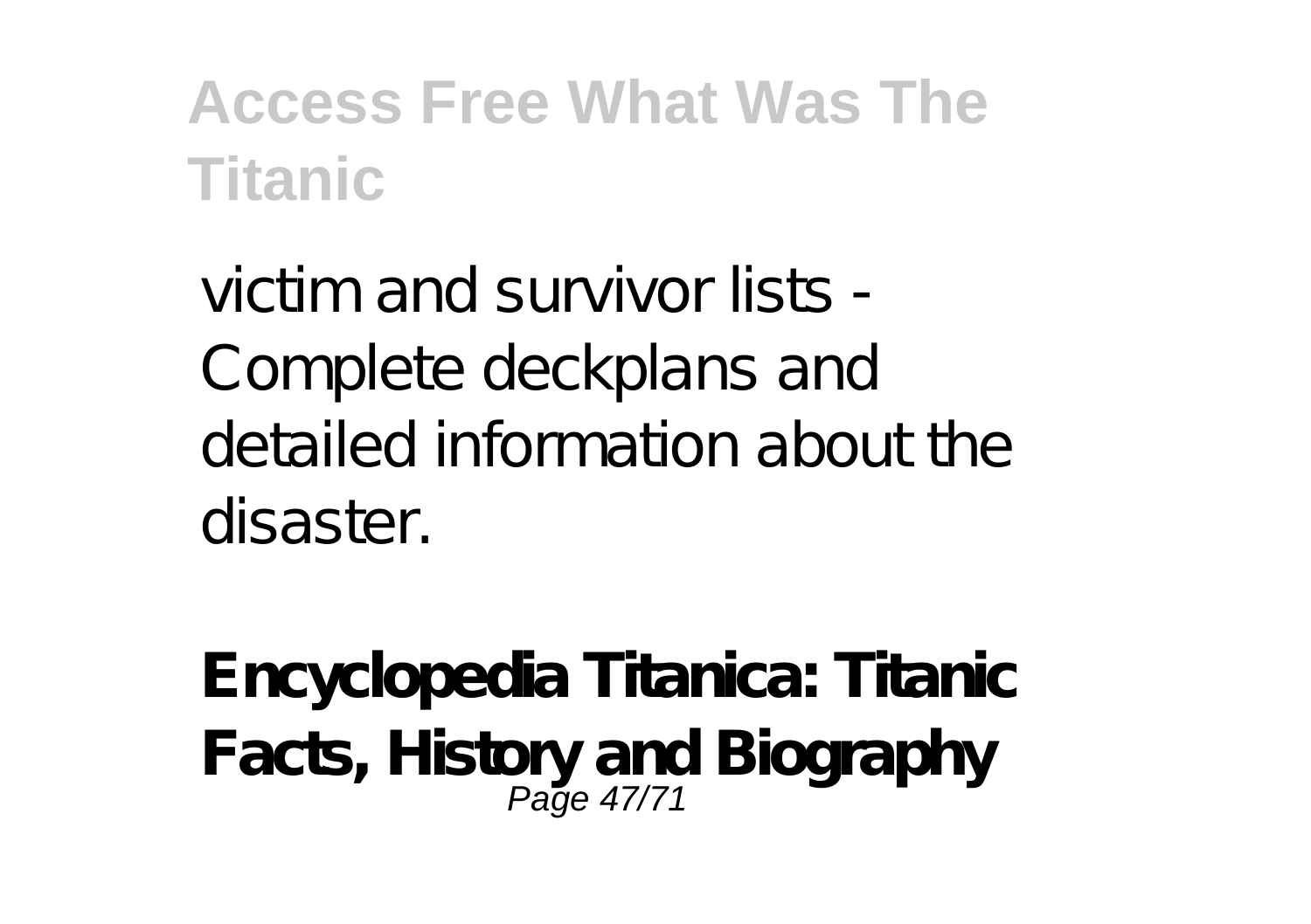victim and survivor lists - Complete deckplans and detailed information about the disaster.

**Encyclopedia Titanica: Titanic Facts, History and Biography**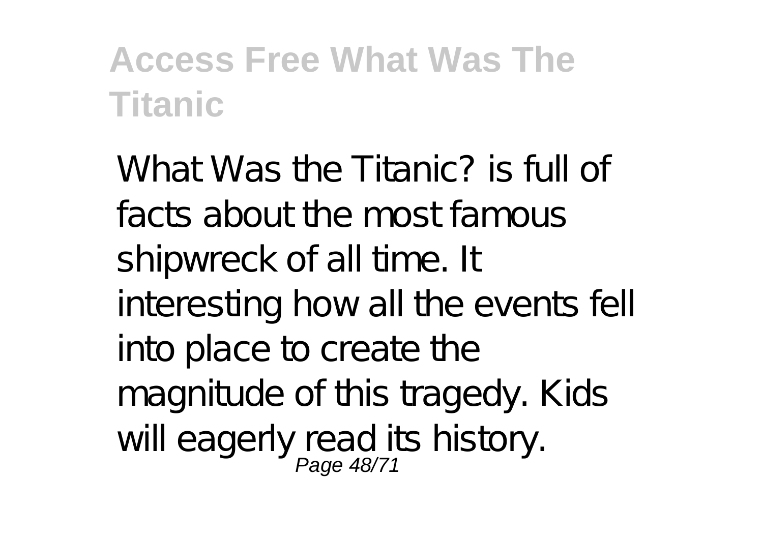What Was the Titanic? is full of facts about the most famous shipwreck of all time. It interesting how all the events fell into place to create the magnitude of this tragedy. Kids will eagerly read its history.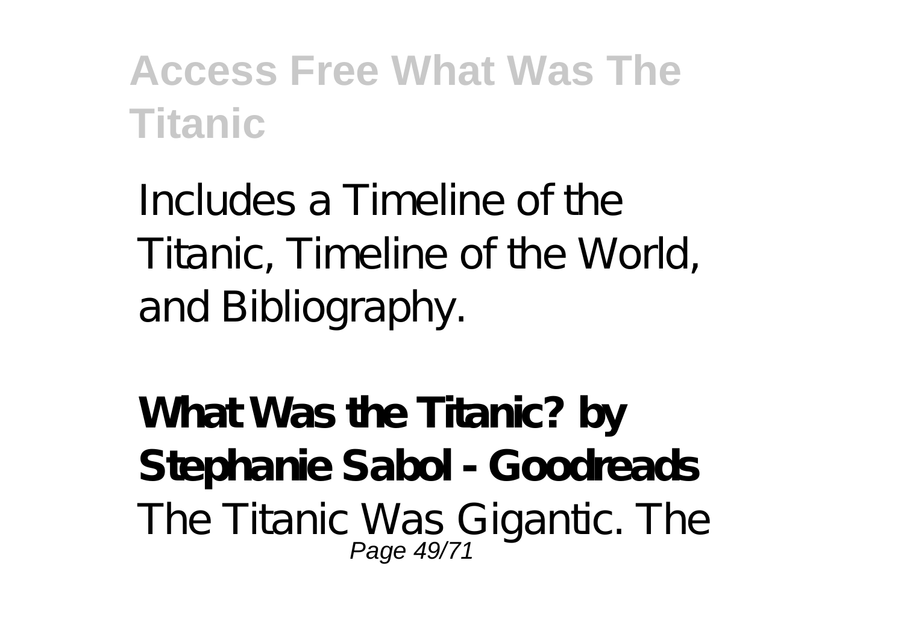Includes a Timeline of the Titanic, Timeline of the World, and Bibliography.

**What Was the Titanic? by Stephanie Sabol - Goodreads**

The Titanic Was Gigantic. The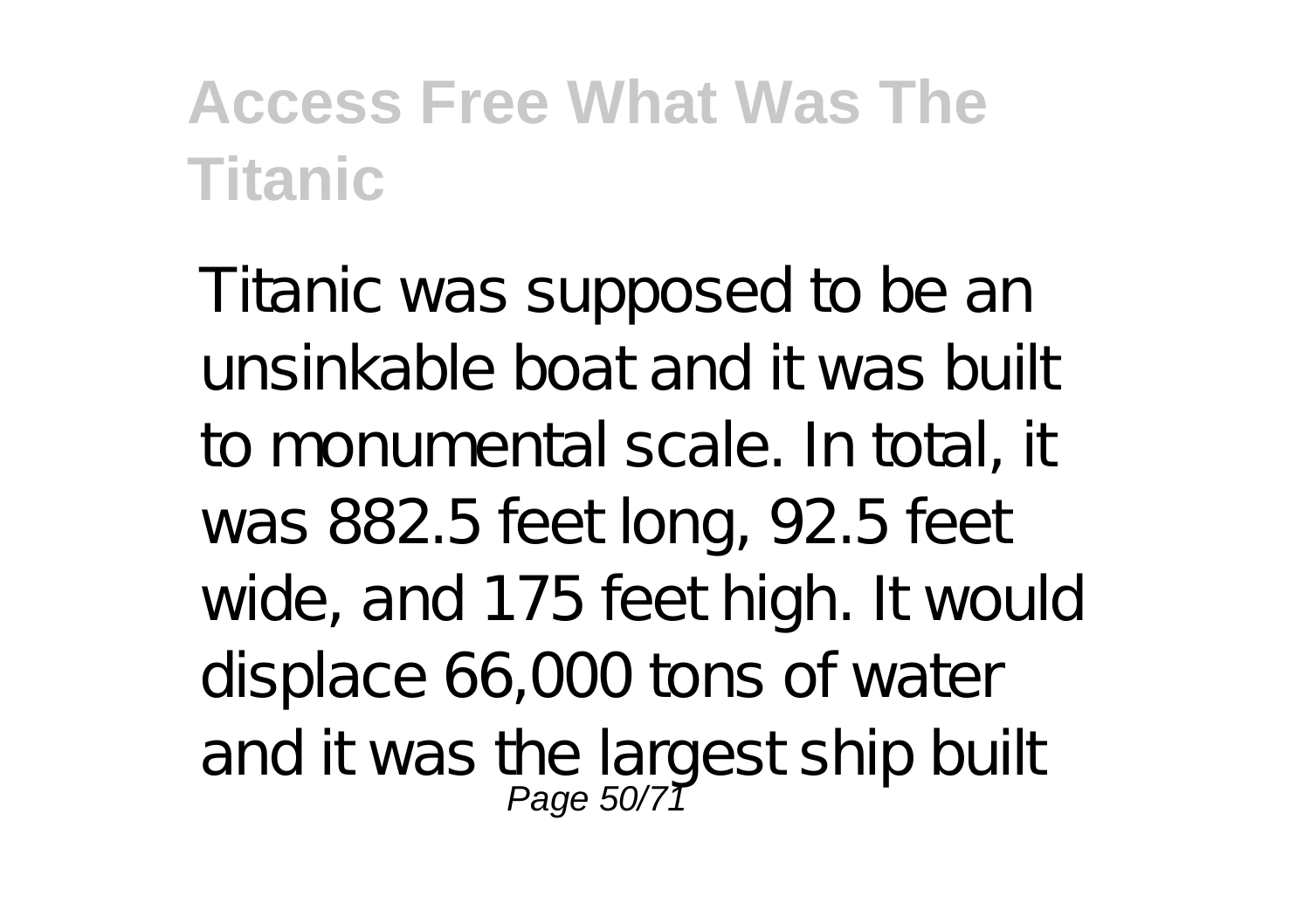Titanic was supposed to be an unsinkable boat and it was built to monumental scale. In total, it was 882.5 feet long, 92.5 feet wide, and 175 feet high. It would displace 66,000 tons of water and it was the largest ship built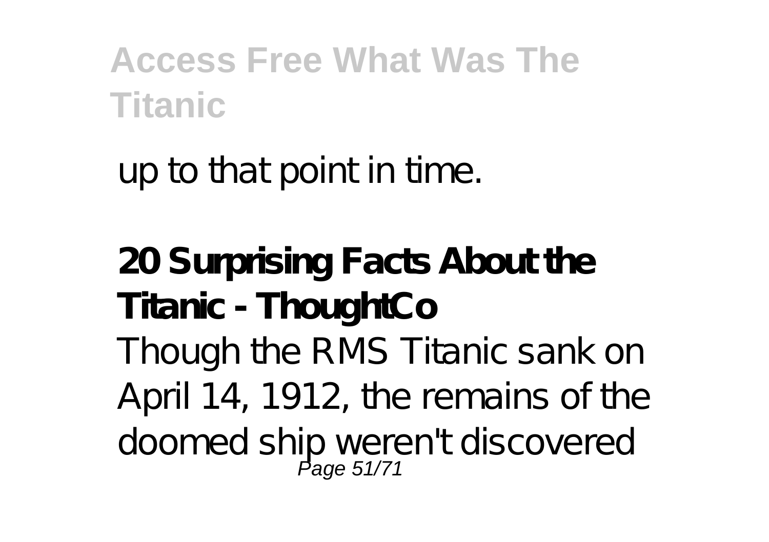up to that point in time.

**20 Surprising Facts About the Titanic - ThoughtCo**

Though the RMS Titanic sank on April 14, 1912, the remains of the doomed ship weren't discovered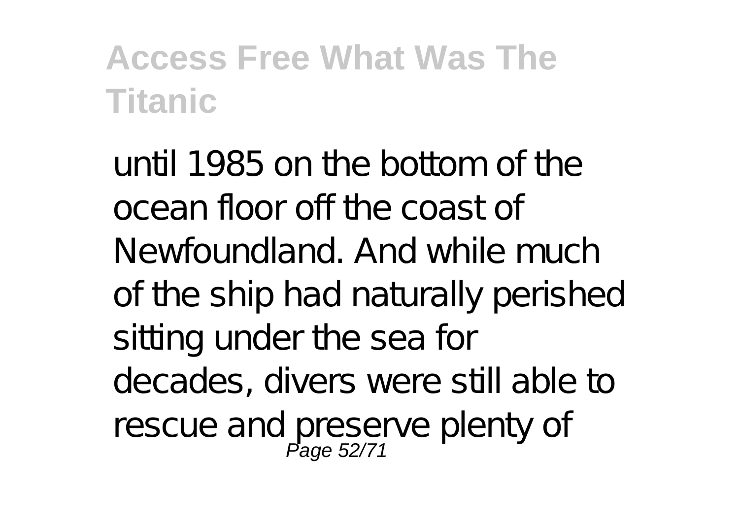until 1985 on the bottom of the ocean floor off the coast of Newfoundland. And while much of the ship had naturally perished sitting under the sea for decades, divers were still able to rescue and preserve plenty of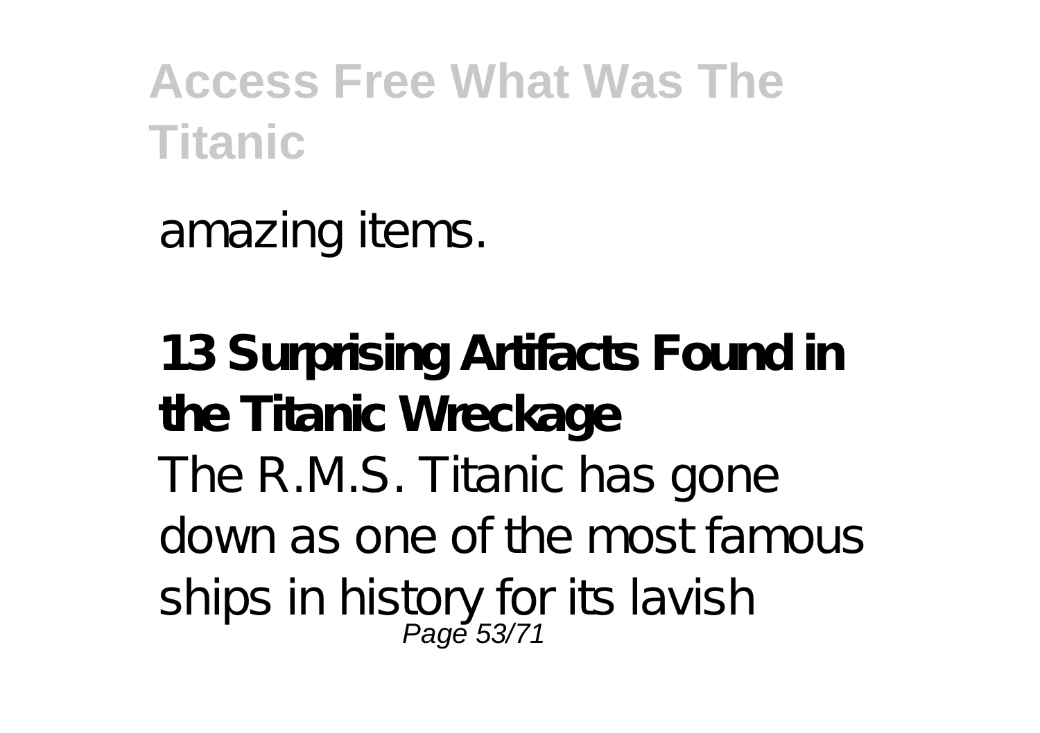amazing items.

**13 Surprising Artifacts Found in the Titanic Wreckage**

The R.M.S. Titanic has gone down as one of the most famous ships in history for its lavish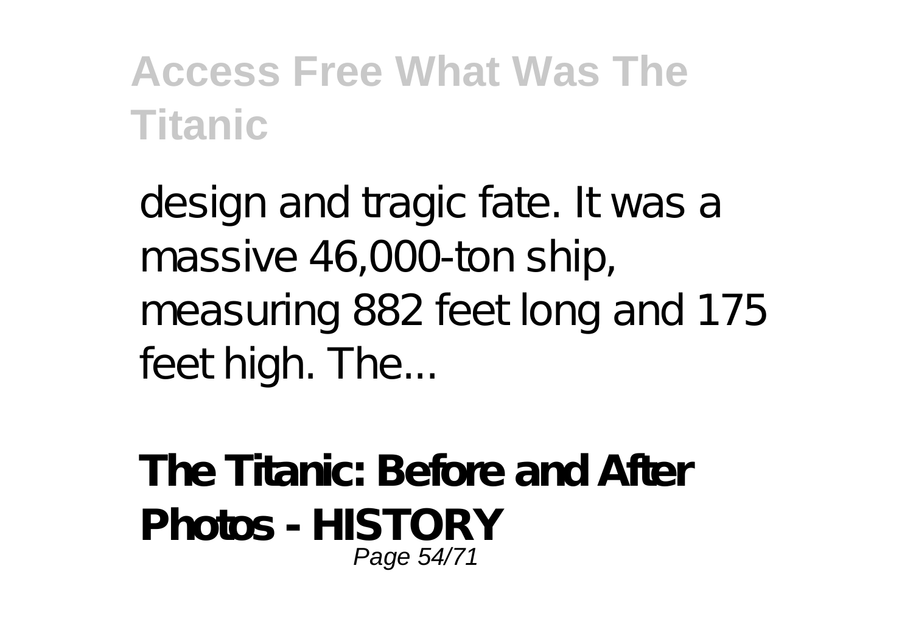design and tragic fate. It was a massive 46,000-ton ship, measuring 882 feet long and 175 feet high. The...

**The Titanic: Before and After Photos - HISTORY**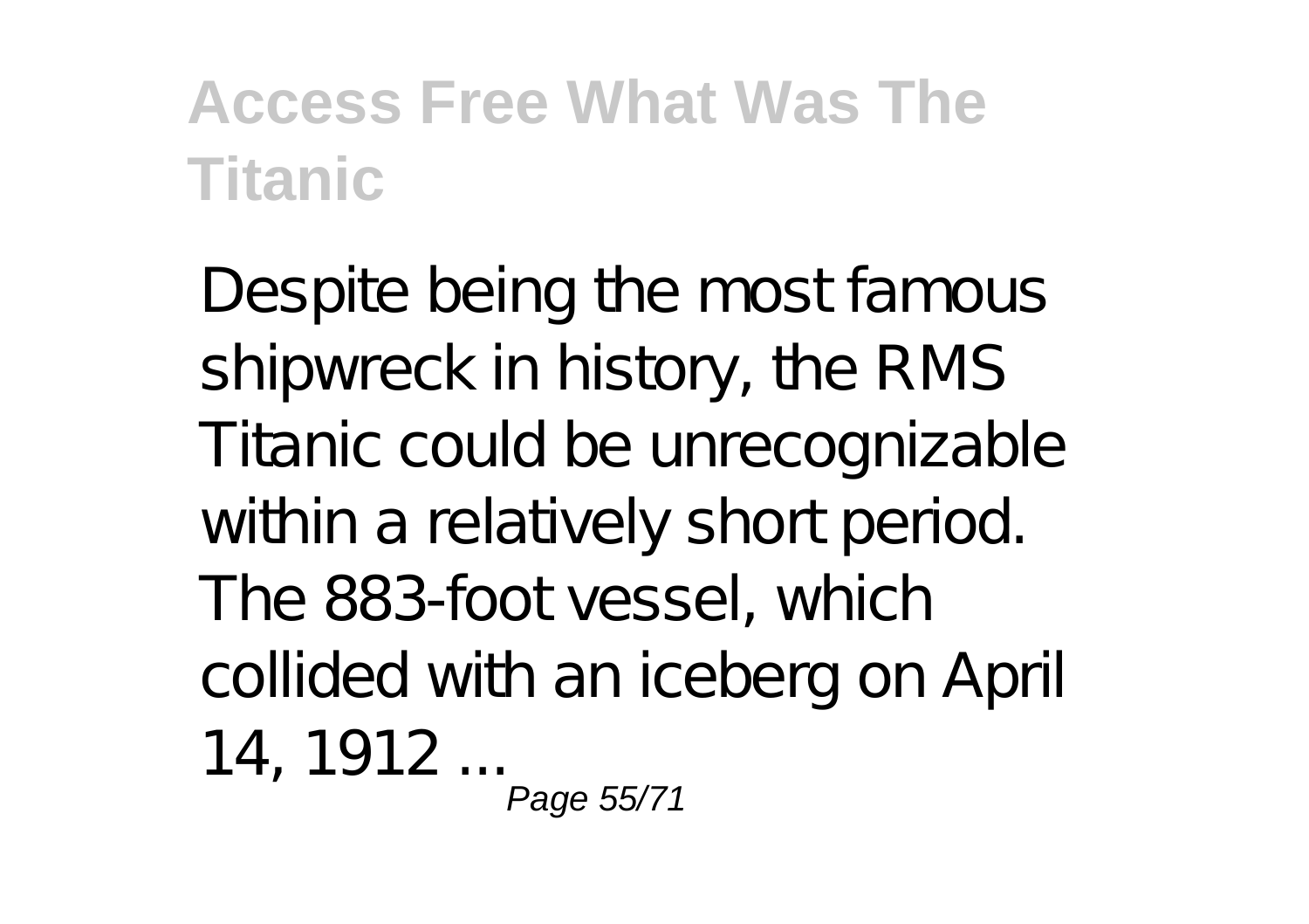Despite being the most famous shipwreck in history, the RMS Titanic could be unrecognizable within a relatively short period. The 883-foot vessel, which collided with an iceberg on April 14, 1912 ...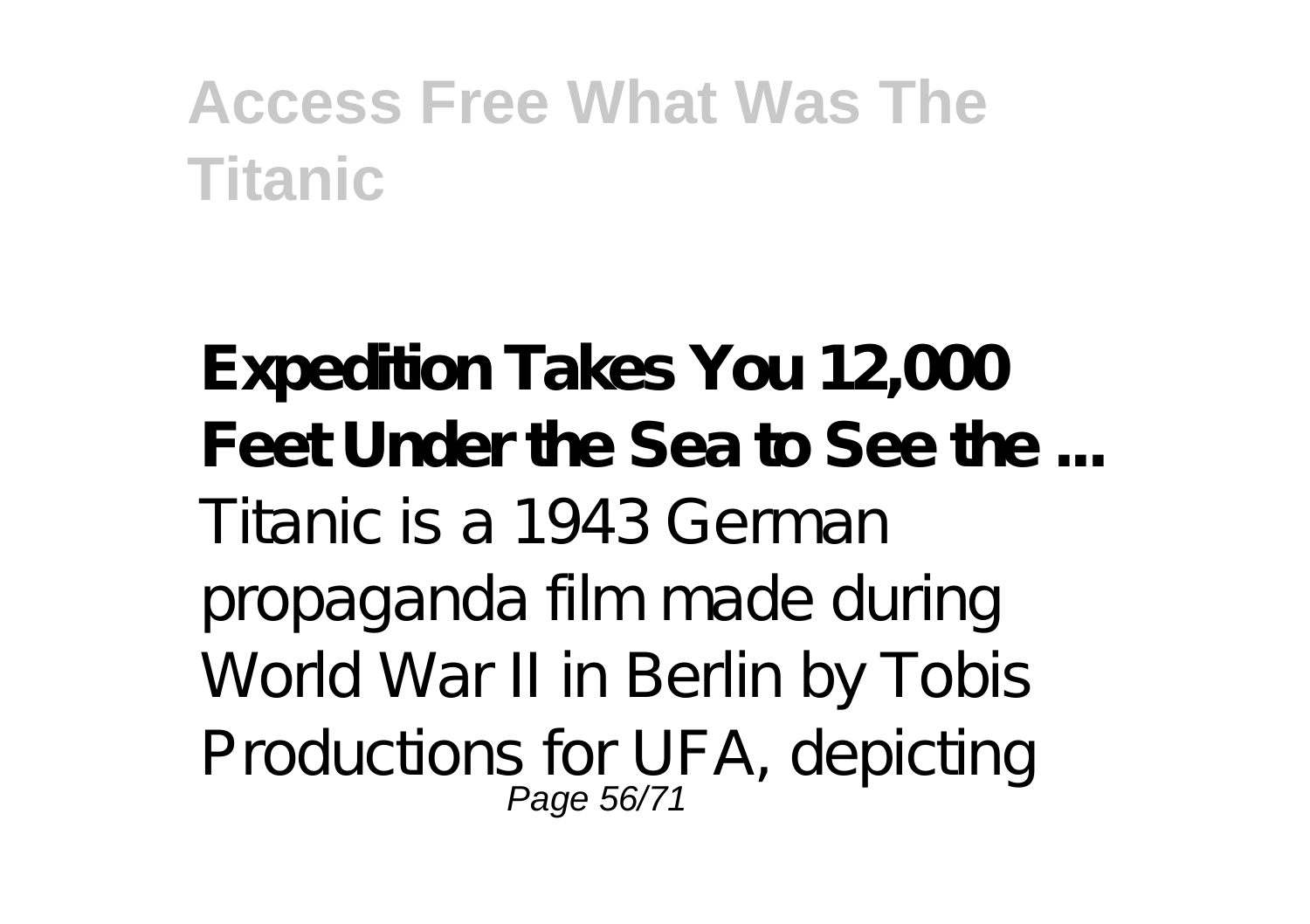**Expedition Takes You 12,000 Feet Under the Sea to See the ...**

Titanic is a 1943 German propaganda film made during World War II in Berlin by Tobis Productions for UFA, depicting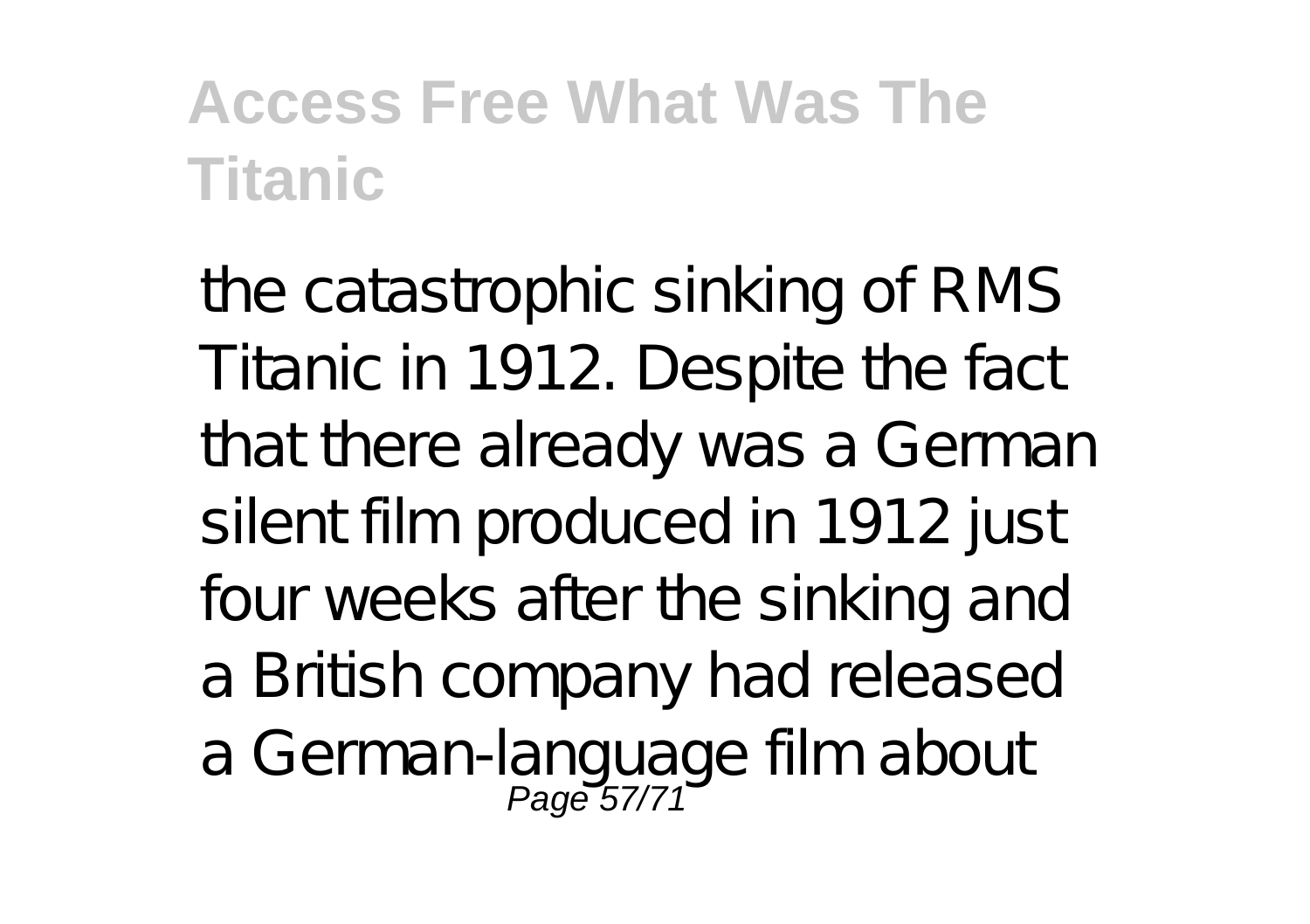the catastrophic sinking of RMS Titanic in 1912. Despite the fact that there already was a German silent film produced in 1912 just four weeks after the sinking and a British company had released a German-language film about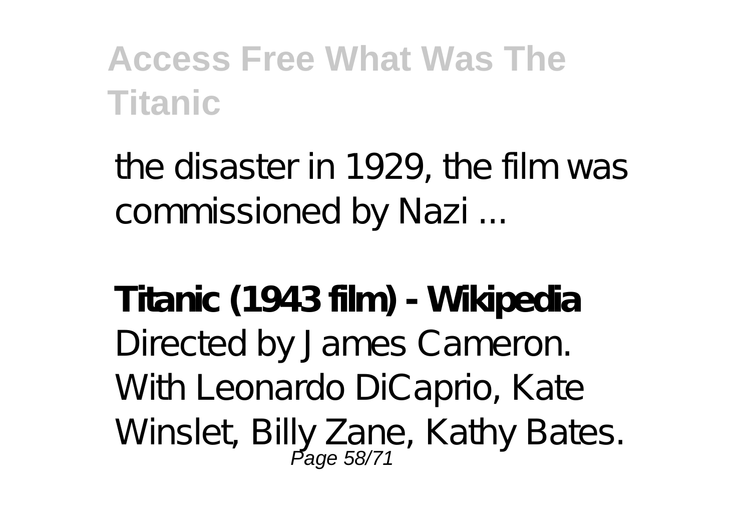the disaster in 1929, the film was commissioned by Nazi ...

**Titanic (1943 film) - Wikipedia**

Directed by James Cameron. With Leonardo DiCaprio, Kate Winslet, Billy Zane, Kathy Bates.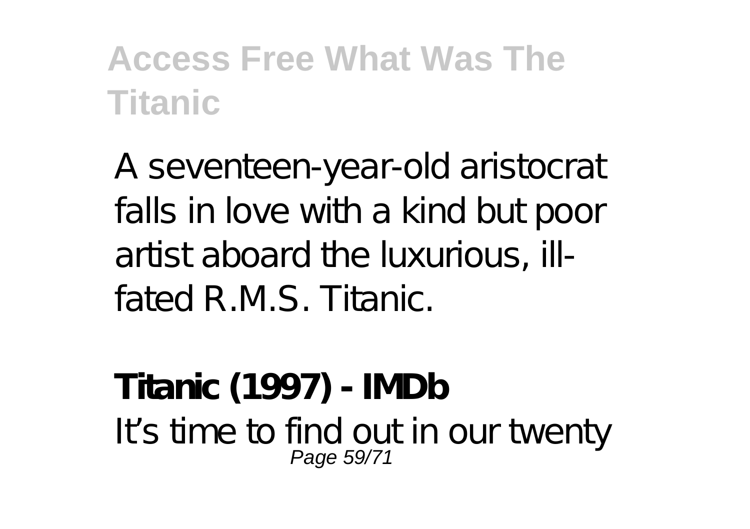A seventeen-year-old aristocrat falls in love with a kind but poor artist aboard the luxurious, ill-fated R.M.S. Titanic.

**Titanic (1997) - IMDb**

It's time to find out in our twenty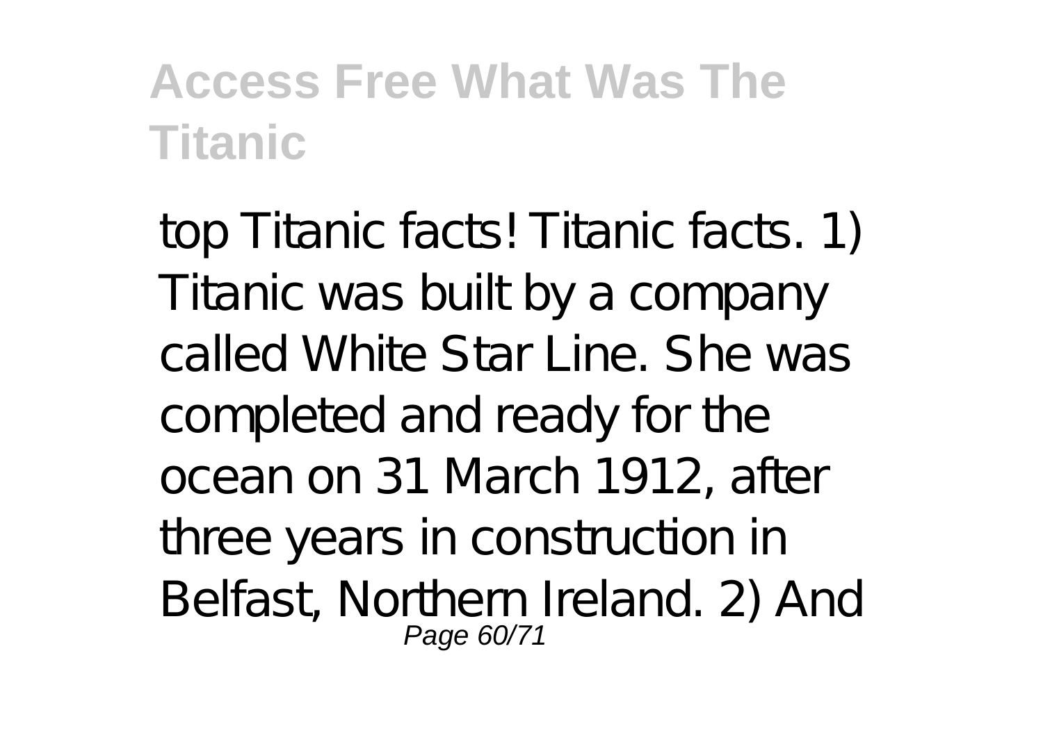top Titanic facts! Titanic facts. 1) Titanic was built by a company called White Star Line. She was completed and ready for the ocean on 31 March 1912, after three years in construction in Belfast, Northern Ireland. 2) And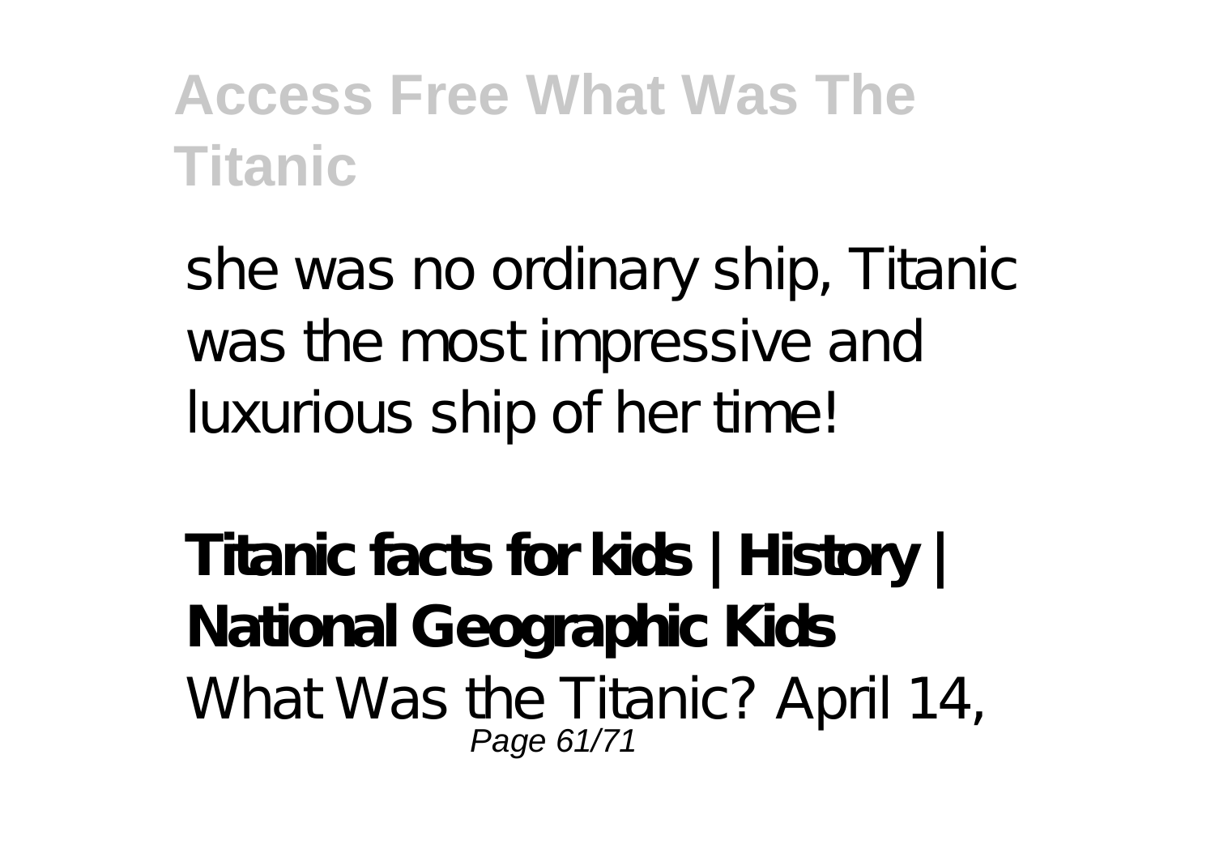she was no ordinary ship, Titanic was the most impressive and luxurious ship of her time!

**Titanic facts for kids | History | National Geographic Kids**

What Was the Titanic? April 14,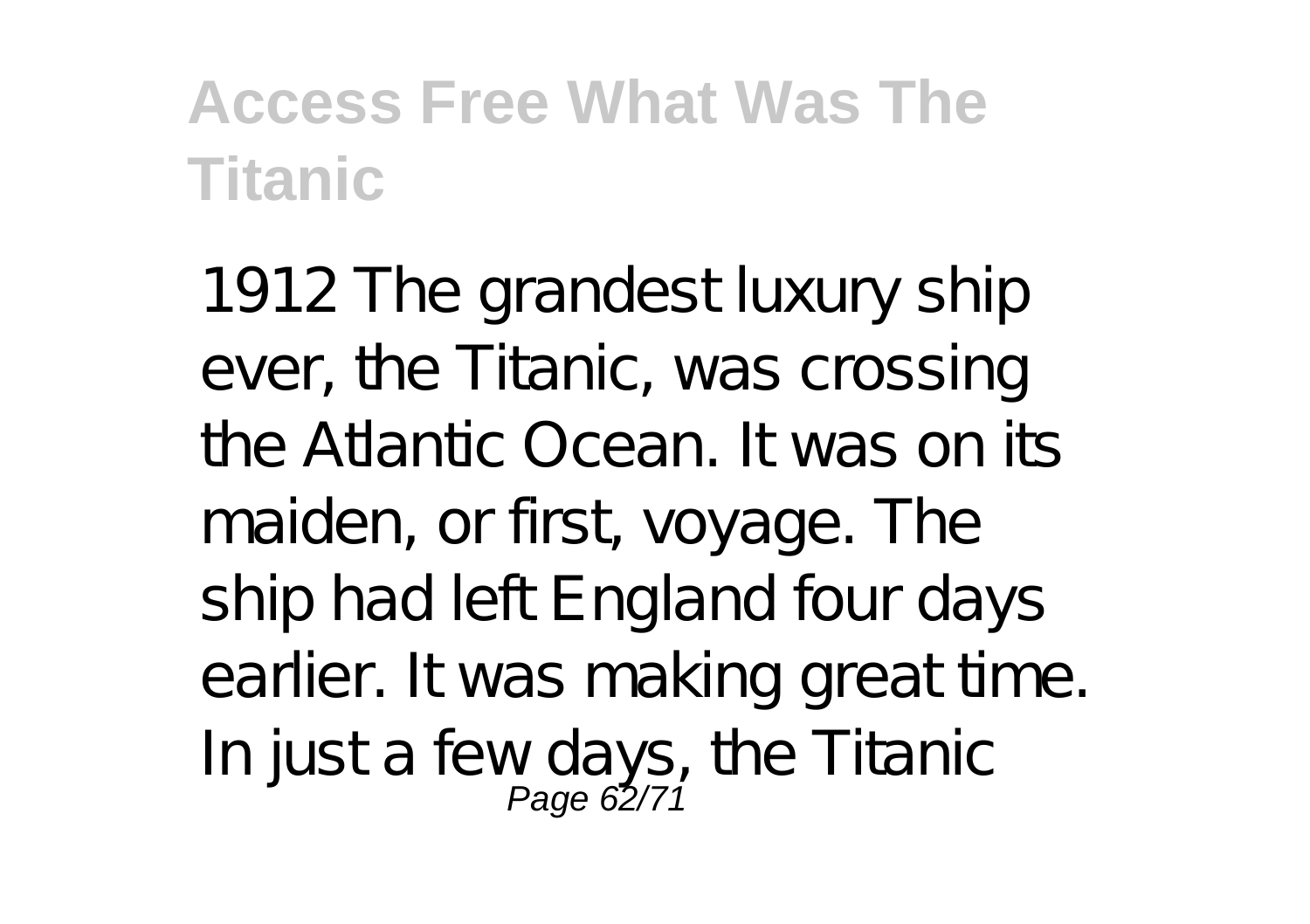1912 The grandest luxury ship ever, the Titanic, was crossing the Atlantic Ocean. It was on its maiden, or first, voyage. The ship had left England four days earlier. It was making great time. In just a few days, the Titanic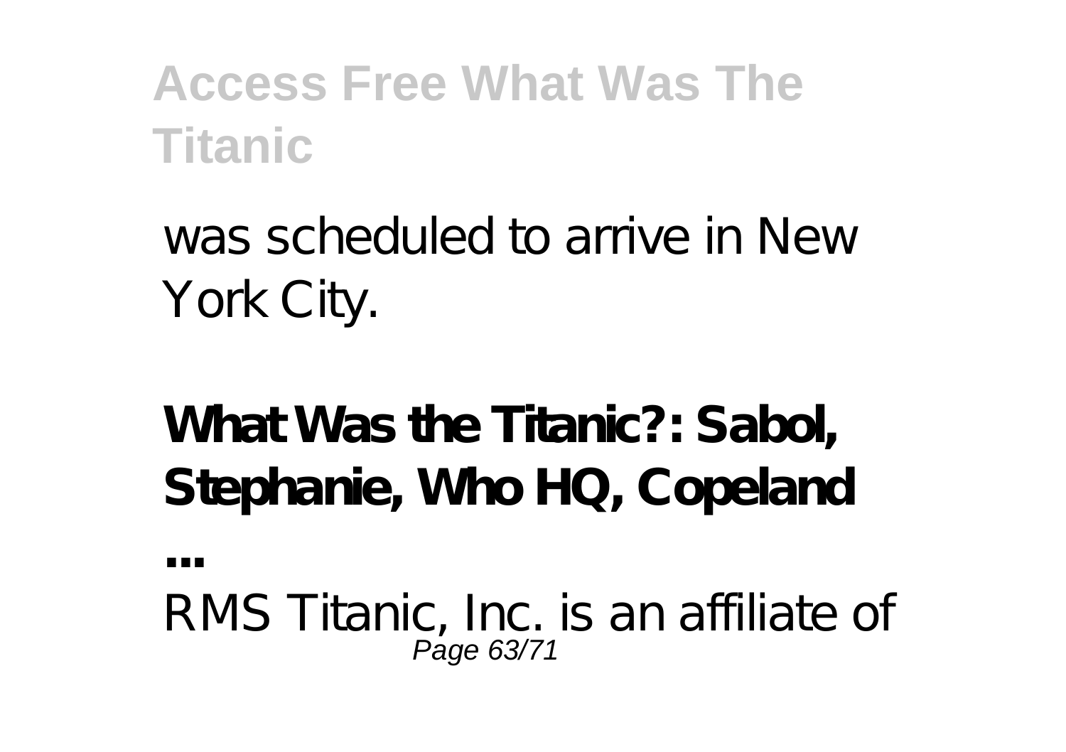was scheduled to arrive in New York City.

**What Was the Titanic?: Sabol, Stephanie, Who HQ, Copeland ...**

RMS Titanic, Inc. is an affiliate of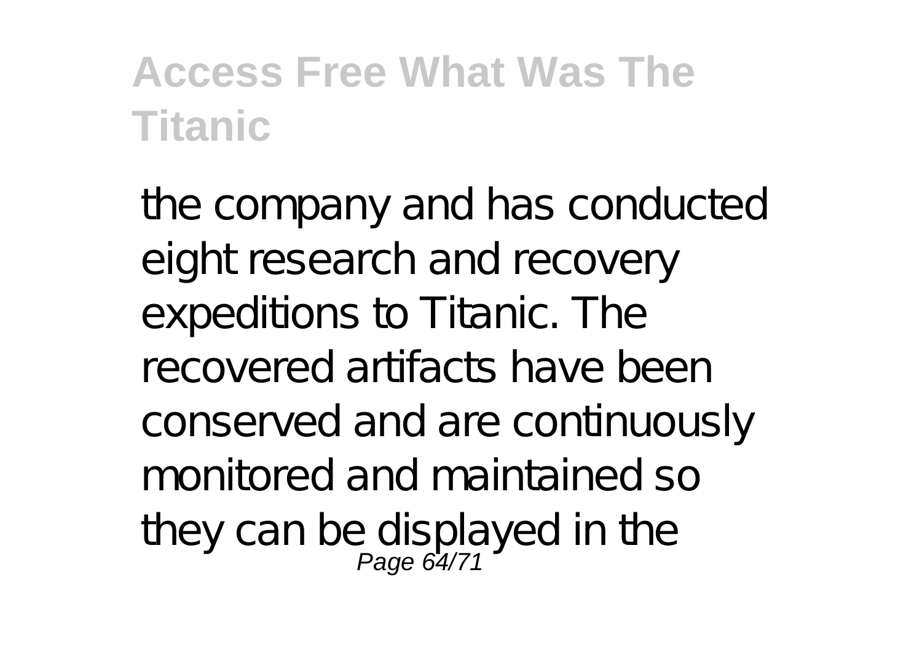the company and has conducted eight research and recovery expeditions to Titanic. The recovered artifacts have been conserved and are continuously monitored and maintained so they can be displayed in the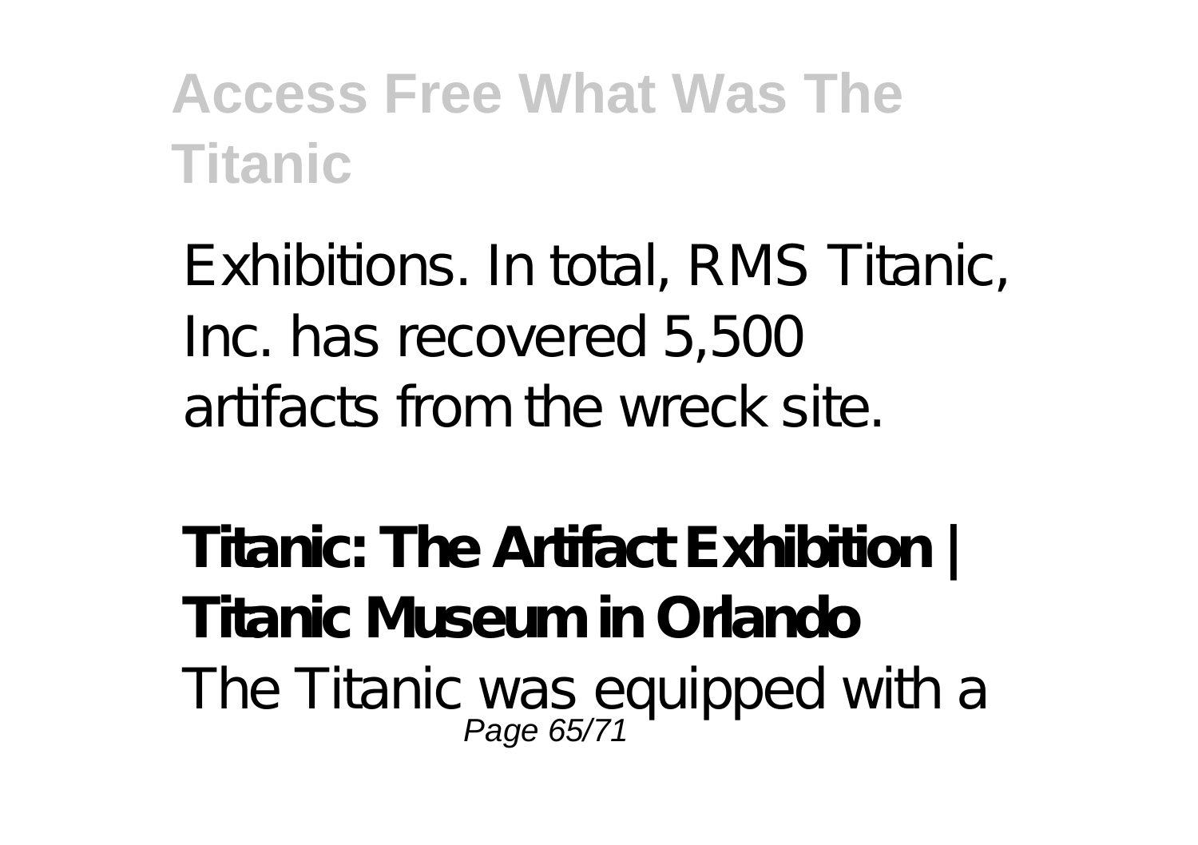Exhibitions. In total, RMS Titanic, Inc. has recovered 5,500 artifacts from the wreck site.

**Titanic: The Artifact Exhibition | Titanic Museum in Orlando**

The Titanic was equipped with a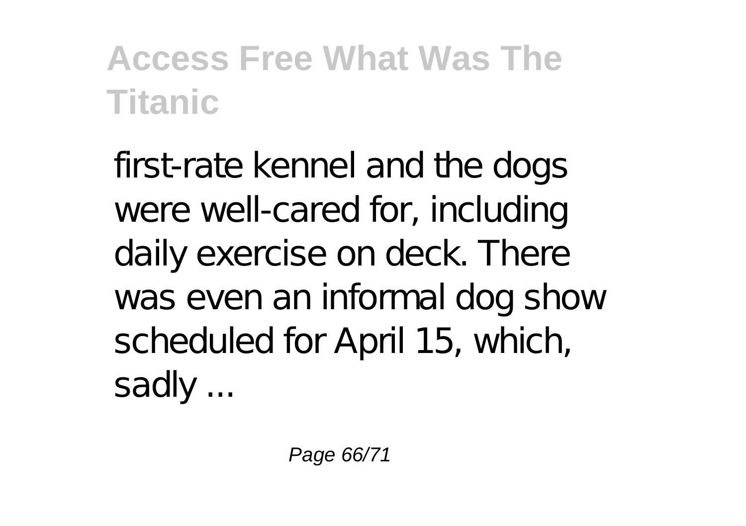first-rate kennel and the dogs were well-cared for, including daily exercise on deck. There was even an informal dog show scheduled for April 15, which, sadly ...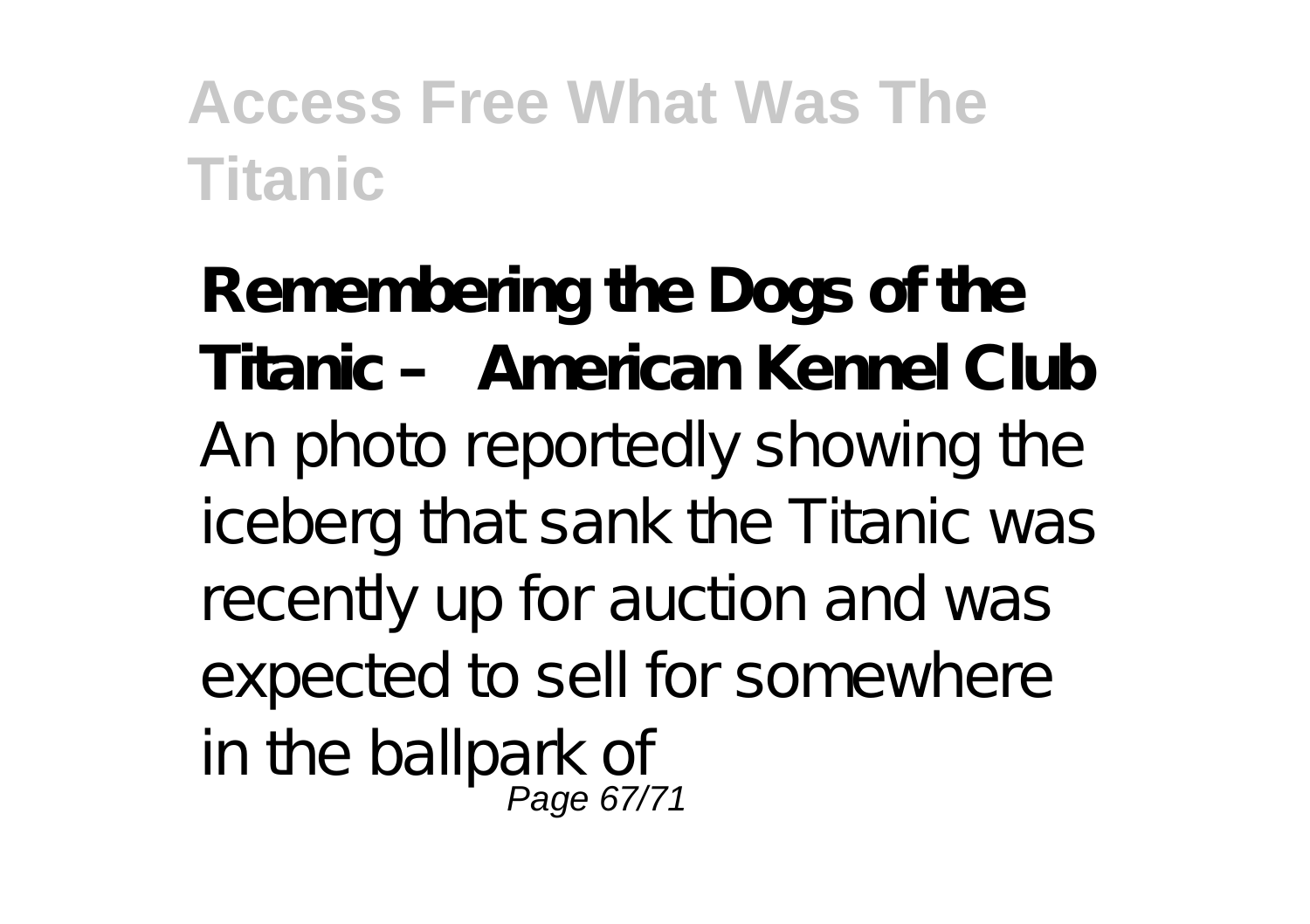**Remembering the Dogs of the Titanic – American Kennel Club**

An photo reportedly showing the iceberg that sank the Titanic was recently up for auction and was expected to sell for somewhere in the ballpark of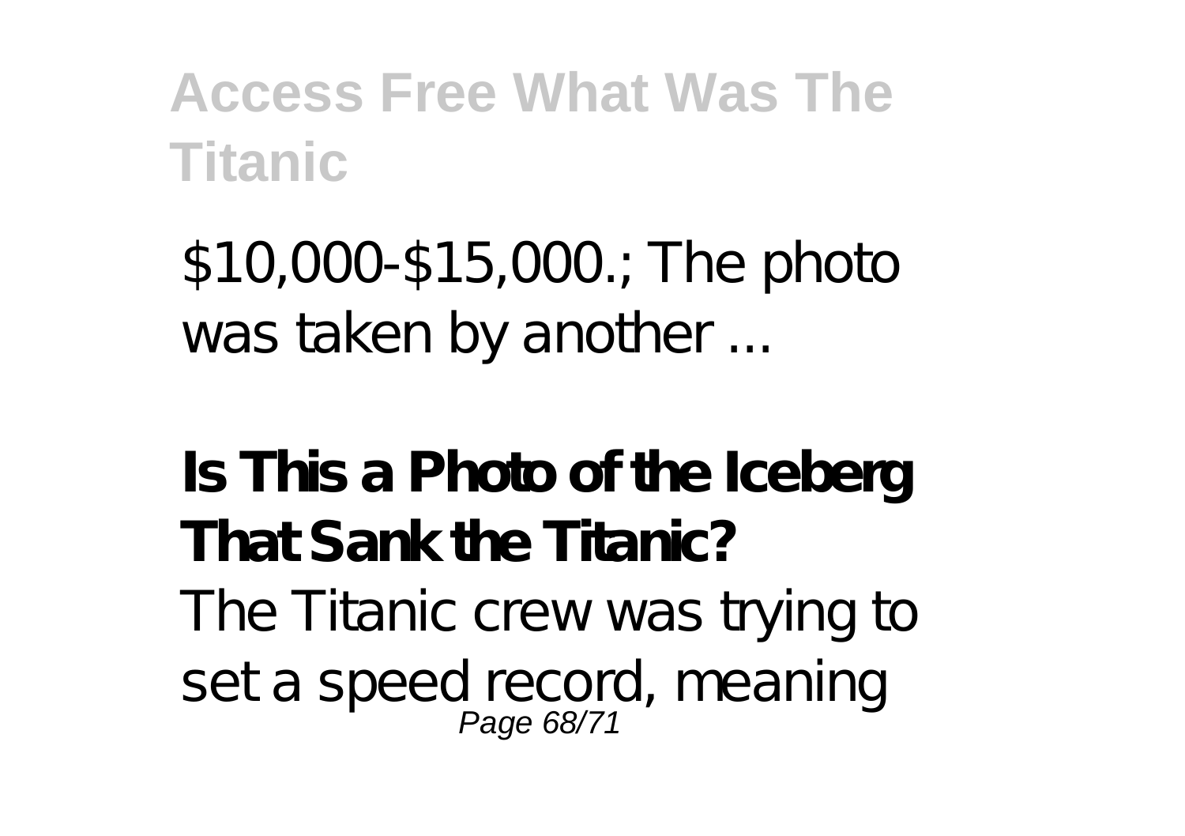$10,000-$15,000.; The photo was taken by another ...

**Is This a Photo of the Iceberg That Sank the Titanic?**

The Titanic crew was trying to set a speed record, meaning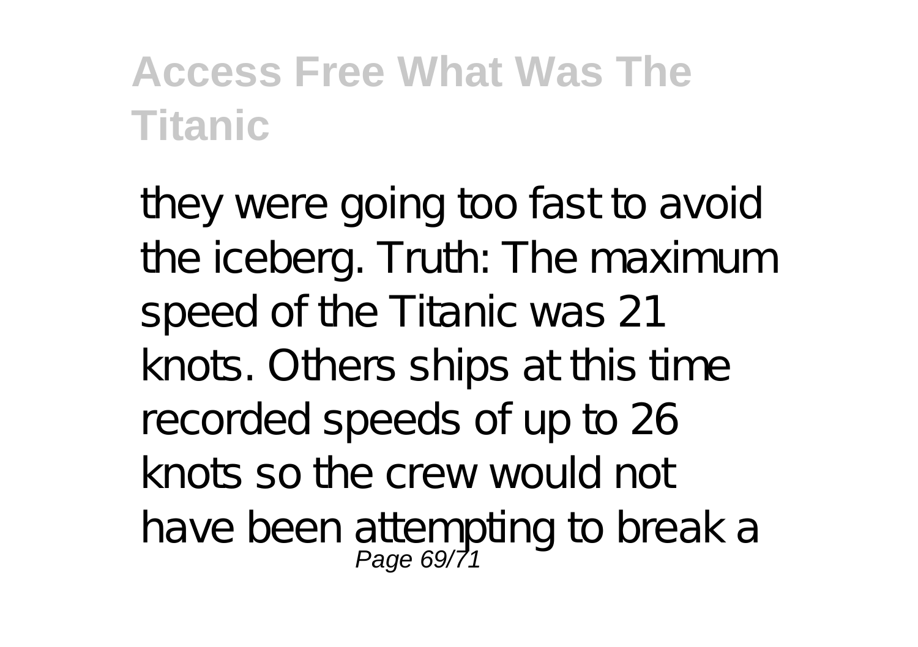they were going too fast to avoid the iceberg. Truth: The maximum speed of the Titanic was 21 knots. Others ships at this time recorded speeds of up to 26 knots so the crew would not have been attempting to break a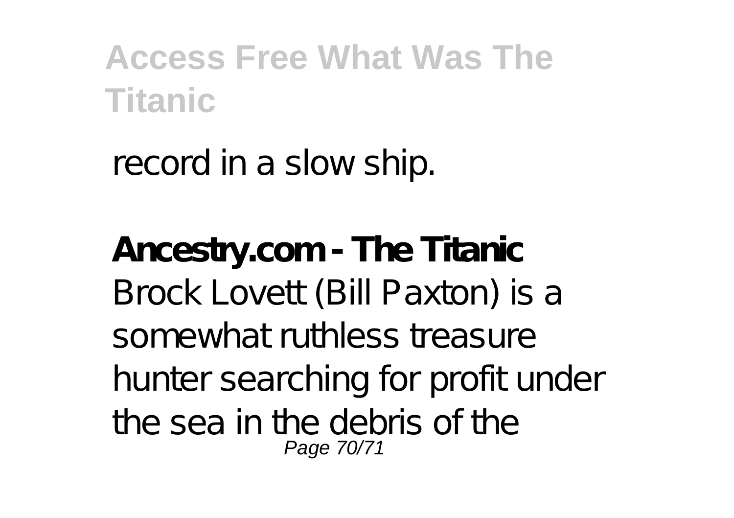record in a slow ship.

**Ancestry.com - The Titanic**

Brock Lovett (Bill Paxton) is a somewhat ruthless treasure hunter searching for profit under the sea in the debris of the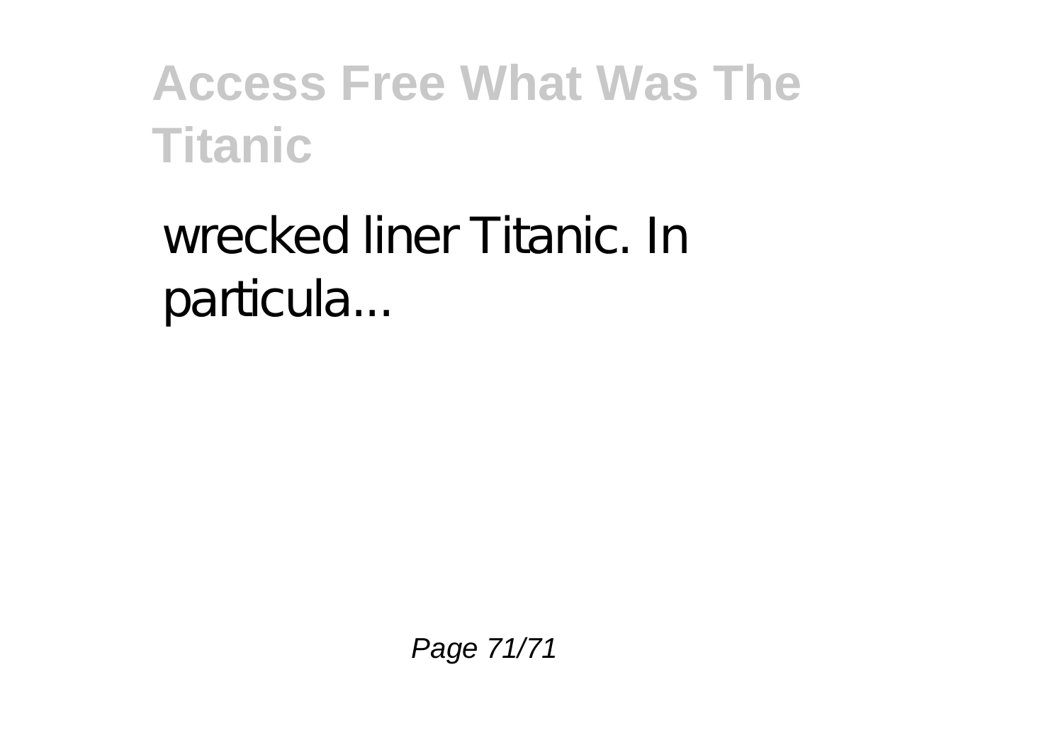wrecked liner Titanic. In particula...